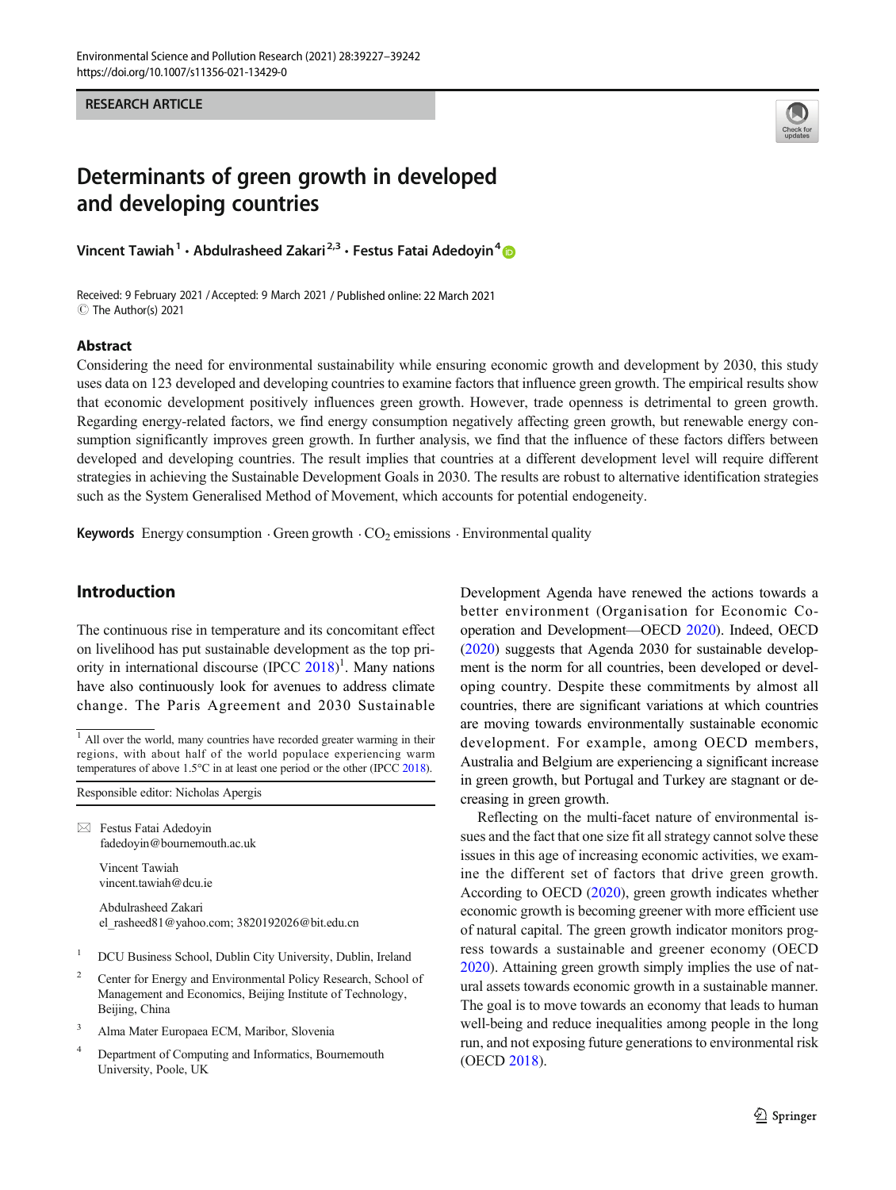RESEARCH ARTICLE

# Determinants of green growth in developed and developing countries

**Vincent Tawiah[1] · Abdulrasheed Zakari[2,3] · Festus Fatai Adedoyin[4]**

Received: 9 February 2021 / Accepted: 9 March 2021 / Published online: 22 March 2021
© The Author(s) 2021

## Abstract

Considering the need for environmental sustainability while ensuring economic growth and development by 2030, this study uses data on 123 developed and developing countries to examine factors that influence green growth. The empirical results show that economic development positively influences green growth. However, trade openness is detrimental to green growth. Regarding energy-related factors, we find energy consumption negatively affecting green growth, but renewable energy consumption significantly improves green growth. In further analysis, we find that the influence of these factors differs between developed and developing countries. The result implies that countries at a different development level will require different strategies in achieving the Sustainable Development Goals in 2030. The results are robust to alternative identification strategies such as the System Generalised Method of Movement, which accounts for potential endogeneity.

**Keywords** Energy consumption · Green growth · $CO_2$ emissions · Environmental quality

## Introduction

The continuous rise in temperature and its concomitant effect on livelihood has put sustainable development as the top priority in international discourse (IPCC 2018)[1]. Many nations have also continuously look for avenues to address climate change. The Paris Agreement and 2030 Sustainable Development Agenda have renewed the actions towards a better environment (Organisation for Economic Co-operation and Development—OECD 2020). Indeed, OECD (2020) suggests that Agenda 2030 for sustainable development is the norm for all countries, been developed or developing country. Despite these commitments by almost all countries, there are significant variations at which countries are moving towards environmentally sustainable economic development. For example, among OECD members, Australia and Belgium are experiencing a significant increase in green growth, but Portugal and Turkey are stagnant or decreasing in green growth.

Reflecting on the multi-facet nature of environmental issues and the fact that one size fit all strategy cannot solve these issues in this age of increasing economic activities, we examine the different set of factors that drive green growth. According to OECD (2020), green growth indicates whether economic growth is becoming greener with more efficient use of natural capital. The green growth indicator monitors progress towards a sustainable and greener economy (OECD 2020). Attaining green growth simply implies the use of natural assets towards economic growth in a sustainable manner. The goal is to move towards an economy that leads to human well-being and reduce inequalities among people in the long run, and not exposing future generations to environmental risk (OECD 2018).

[1] All over the world, many countries have recorded greater warming in their regions, with about half of the world populace experiencing warm temperatures of above 1.5°C in at least one period or the other (IPCC 2018).

Responsible editor: Nicholas Apergis

✉ Festus Fatai Adedoyin
fadedoyin@bournemouth.ac.uk

Vincent Tawiah
vincent.tawiah@dcu.ie

Abdulrasheed Zakari
el_rasheed81@yahoo.com; 3820192026@bit.edu.cn

1. DCU Business School, Dublin City University, Dublin, Ireland
2. Center for Energy and Environmental Policy Research, School of Management and Economics, Beijing Institute of Technology, Beijing, China
3. Alma Mater Europaea ECM, Maribor, Slovenia
4. Department of Computing and Informatics, Bournemouth University, Poole, UK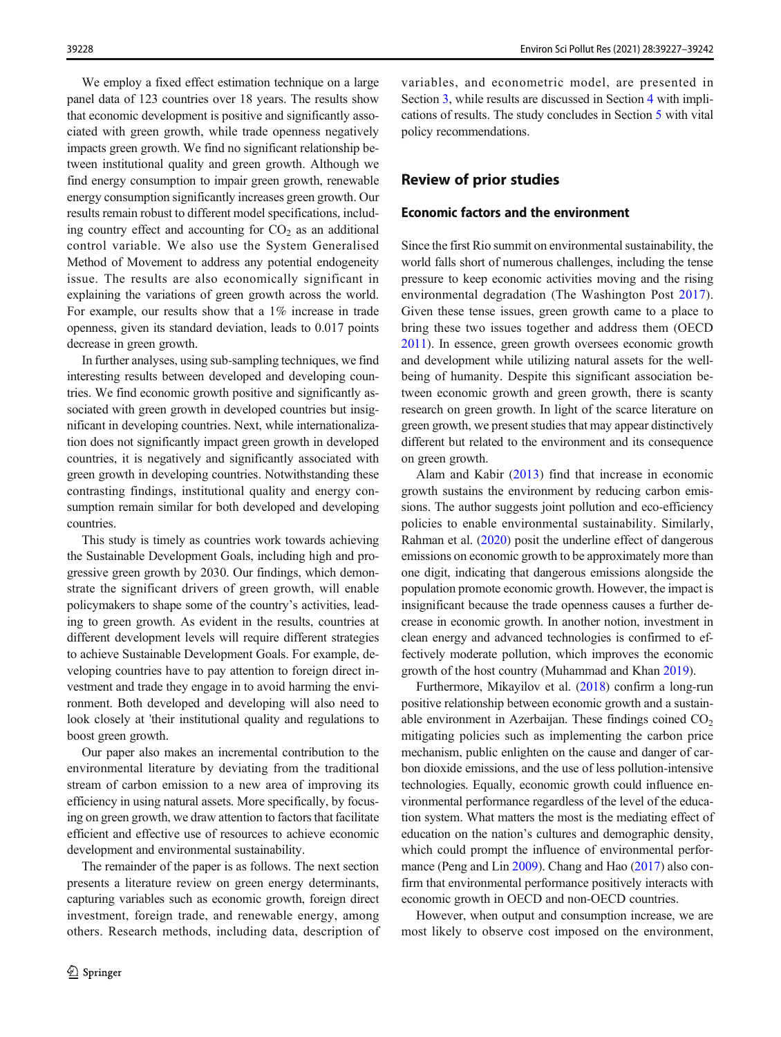We employ a fixed effect estimation technique on a large panel data of 123 countries over 18 years. The results show that economic development is positive and significantly associated with green growth, while trade openness negatively impacts green growth. We find no significant relationship between institutional quality and green growth. Although we find energy consumption to impair green growth, renewable energy consumption significantly increases green growth. Our results remain robust to different model specifications, including country effect and accounting for $CO_2$ as an additional control variable. We also use the System Generalised Method of Movement to address any potential endogeneity issue. The results are also economically significant in explaining the variations of green growth across the world. For example, our results show that a 1% increase in trade openness, given its standard deviation, leads to 0.017 points decrease in green growth.

In further analyses, using sub-sampling techniques, we find interesting results between developed and developing countries. We find economic growth positive and significantly associated with green growth in developed countries but insignificant in developing countries. Next, while internationalization does not significantly impact green growth in developed countries, it is negatively and significantly associated with green growth in developing countries. Notwithstanding these contrasting findings, institutional quality and energy consumption remain similar for both developed and developing countries.

This study is timely as countries work towards achieving the Sustainable Development Goals, including high and progressive green growth by 2030. Our findings, which demonstrate the significant drivers of green growth, will enable policymakers to shape some of the country's activities, leading to green growth. As evident in the results, countries at different development levels will require different strategies to achieve Sustainable Development Goals. For example, developing countries have to pay attention to foreign direct investment and trade they engage in to avoid harming the environment. Both developed and developing will also need to look closely at 'their institutional quality and regulations to boost green growth.

Our paper also makes an incremental contribution to the environmental literature by deviating from the traditional stream of carbon emission to a new area of improving its efficiency in using natural assets. More specifically, by focusing on green growth, we draw attention to factors that facilitate efficient and effective use of resources to achieve economic development and environmental sustainability.

The remainder of the paper is as follows. The next section presents a literature review on green energy determinants, capturing variables such as economic growth, foreign direct investment, foreign trade, and renewable energy, among others. Research methods, including data, description of variables, and econometric model, are presented in Section 3, while results are discussed in Section 4 with implications of results. The study concludes in Section 5 with vital policy recommendations.

## Review of prior studies

### Economic factors and the environment

Since the first Rio summit on environmental sustainability, the world falls short of numerous challenges, including the tense pressure to keep economic activities moving and the rising environmental degradation (The Washington Post 2017). Given these tense issues, green growth came to a place to bring these two issues together and address them (OECD 2011). In essence, green growth oversees economic growth and development while utilizing natural assets for the well-being of humanity. Despite this significant association between economic growth and green growth, there is scanty research on green growth. In light of the scarce literature on green growth, we present studies that may appear distinctively different but related to the environment and its consequence on green growth.

Alam and Kabir (2013) find that increase in economic growth sustains the environment by reducing carbon emissions. The author suggests joint pollution and eco-efficiency policies to enable environmental sustainability. Similarly, Rahman et al. (2020) posit the underline effect of dangerous emissions on economic growth to be approximately more than one digit, indicating that dangerous emissions alongside the population promote economic growth. However, the impact is insignificant because the trade openness causes a further decrease in economic growth. In another notion, investment in clean energy and advanced technologies is confirmed to effectively moderate pollution, which improves the economic growth of the host country (Muhammad and Khan 2019).

Furthermore, Mikayilov et al. (2018) confirm a long-run positive relationship between economic growth and a sustainable environment in Azerbaijan. These findings coined $CO_2$ mitigating policies such as implementing the carbon price mechanism, public enlighten on the cause and danger of carbon dioxide emissions, and the use of less pollution-intensive technologies. Equally, economic growth could influence environmental performance regardless of the level of the education system. What matters the most is the mediating effect of education on the nation's cultures and demographic density, which could prompt the influence of environmental performance (Peng and Lin 2009). Chang and Hao (2017) also confirm that environmental performance positively interacts with economic growth in OECD and non-OECD countries.

However, when output and consumption increase, we are most likely to observe cost imposed on the environment,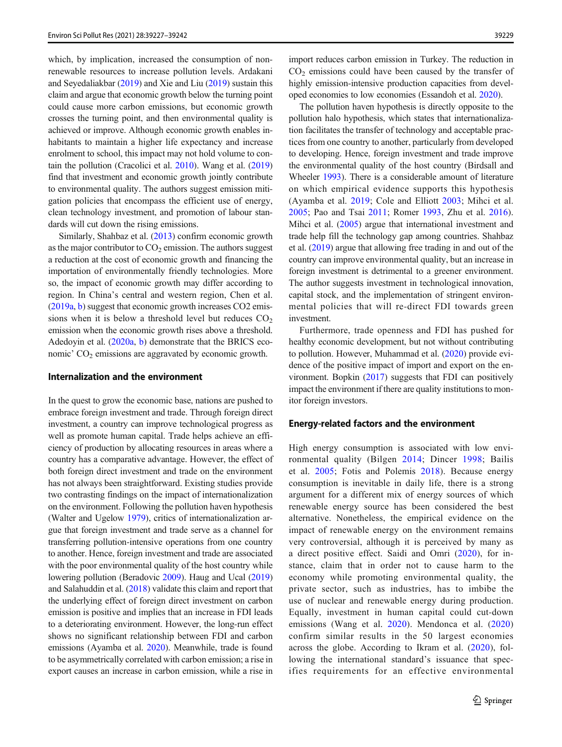which, by implication, increased the consumption of non-renewable resources to increase pollution levels. Ardakani and Seyedaliakbar (2019) and Xie and Liu (2019) sustain this claim and argue that economic growth below the turning point could cause more carbon emissions, but economic growth crosses the turning point, and then environmental quality is achieved or improve. Although economic growth enables inhabitants to maintain a higher life expectancy and increase enrolment to school, this impact may not hold volume to contain the pollution (Cracolici et al. 2010). Wang et al. (2019) find that investment and economic growth jointly contribute to environmental quality. The authors suggest emission mitigation policies that encompass the efficient use of energy, clean technology investment, and promotion of labour standards will cut down the rising emissions.

Similarly, Shahbaz et al. (2013) confirm economic growth as the major contributor to $CO_2$ emission. The authors suggest a reduction at the cost of economic growth and financing the importation of environmentally friendly technologies. More so, the impact of economic growth may differ according to region. In China's central and western region, Chen et al. (2019a, b) suggest that economic growth increases CO2 emissions when it is below a threshold level but reduces $CO_2$ emission when the economic growth rises above a threshold. Adedoyin et al. (2020a, b) demonstrate that the BRICS economic' $CO_2$ emissions are aggravated by economic growth.

### Internalization and the environment

In the quest to grow the economic base, nations are pushed to embrace foreign investment and trade. Through foreign direct investment, a country can improve technological progress as well as promote human capital. Trade helps achieve an efficiency of production by allocating resources in areas where a country has a comparative advantage. However, the effect of both foreign direct investment and trade on the environment has not always been straightforward. Existing studies provide two contrasting findings on the impact of internationalization on the environment. Following the pollution haven hypothesis (Walter and Ugelow 1979), critics of internationalization argue that foreign investment and trade serve as a channel for transferring pollution-intensive operations from one country to another. Hence, foreign investment and trade are associated with the poor environmental quality of the host country while lowering pollution (Beradovic 2009). Haug and Ucal (2019) and Salahuddin et al. (2018) validate this claim and report that the underlying effect of foreign direct investment on carbon emission is positive and implies that an increase in FDI leads to a deteriorating environment. However, the long-run effect shows no significant relationship between FDI and carbon emissions (Ayamba et al. 2020). Meanwhile, trade is found to be asymmetrically correlated with carbon emission; a rise in export causes an increase in carbon emission, while a rise in import reduces carbon emission in Turkey. The reduction in $CO_2$ emissions could have been caused by the transfer of highly emission-intensive production capacities from developed economies to low economies (Essandoh et al. 2020).

The pollution haven hypothesis is directly opposite to the pollution halo hypothesis, which states that internationalization facilitates the transfer of technology and acceptable practices from one country to another, particularly from developed to developing. Hence, foreign investment and trade improve the environmental quality of the host country (Birdsall and Wheeler 1993). There is a considerable amount of literature on which empirical evidence supports this hypothesis (Ayamba et al. 2019; Cole and Elliott 2003; Mihci et al. 2005; Pao and Tsai 2011; Romer 1993, Zhu et al. 2016). Mihci et al. (2005) argue that international investment and trade help fill the technology gap among countries. Shahbaz et al. (2019) argue that allowing free trading in and out of the country can improve environmental quality, but an increase in foreign investment is detrimental to a greener environment. The author suggests investment in technological innovation, capital stock, and the implementation of stringent environmental policies that will re-direct FDI towards green investment.

Furthermore, trade openness and FDI has pushed for healthy economic development, but not without contributing to pollution. However, Muhammad et al. (2020) provide evidence of the positive impact of import and export on the environment. Bopkin (2017) suggests that FDI can positively impact the environment if there are quality institutions to monitor foreign investors.

### Energy-related factors and the environment

High energy consumption is associated with low environmental quality (Bilgen 2014; Dincer 1998; Bailis et al. 2005; Fotis and Polemis 2018). Because energy consumption is inevitable in daily life, there is a strong argument for a different mix of energy sources of which renewable energy source has been considered the best alternative. Nonetheless, the empirical evidence on the impact of renewable energy on the environment remains very controversial, although it is perceived by many as a direct positive effect. Saidi and Omri (2020), for instance, claim that in order not to cause harm to the economy while promoting environmental quality, the private sector, such as industries, has to imbibe the use of nuclear and renewable energy during production. Equally, investment in human capital could cut-down emissions (Wang et al. 2020). Mendonca et al. (2020) confirm similar results in the 50 largest economies across the globe. According to Ikram et al. (2020), following the international standard's issuance that specifies requirements for an effective environmental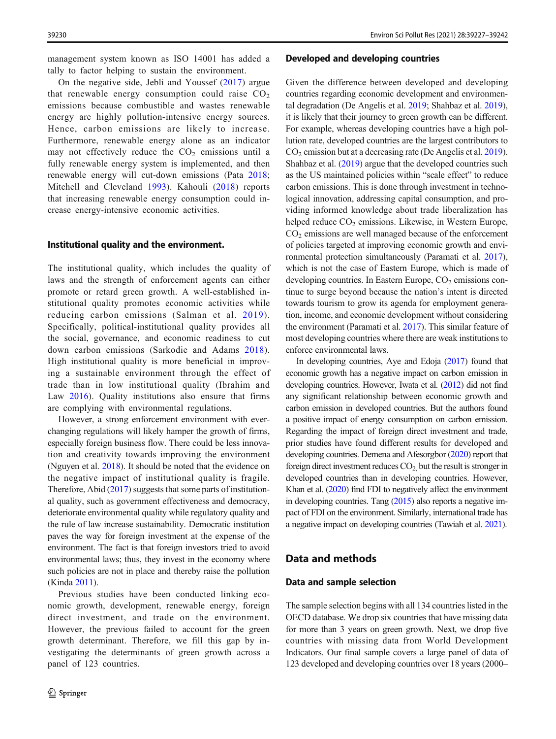management system known as ISO 14001 has added a tally to factor helping to sustain the environment.

On the negative side, Jebli and Youssef (2017) argue that renewable energy consumption could raise $CO_2$ emissions because combustible and wastes renewable energy are highly pollution-intensive energy sources. Hence, carbon emissions are likely to increase. Furthermore, renewable energy alone as an indicator may not effectively reduce the $CO_2$ emissions until a fully renewable energy system is implemented, and then renewable energy will cut-down emissions (Pata 2018; Mitchell and Cleveland 1993). Kahouli (2018) reports that increasing renewable energy consumption could increase energy-intensive economic activities.

### Institutional quality and the environment.

The institutional quality, which includes the quality of laws and the strength of enforcement agents can either promote or retard green growth. A well-established institutional quality promotes economic activities while reducing carbon emissions (Salman et al. 2019). Specifically, political-institutional quality provides all the social, governance, and economic readiness to cut down carbon emissions (Sarkodie and Adams 2018). High institutional quality is more beneficial in improving a sustainable environment through the effect of trade than in low institutional quality (Ibrahim and Law 2016). Quality institutions also ensure that firms are complying with environmental regulations.

However, a strong enforcement environment with ever-changing regulations will likely hamper the growth of firms, especially foreign business flow. There could be less innovation and creativity towards improving the environment (Nguyen et al. 2018). It should be noted that the evidence on the negative impact of institutional quality is fragile. Therefore, Abid (2017) suggests that some parts of institutional quality, such as government effectiveness and democracy, deteriorate environmental quality while regulatory quality and the rule of law increase sustainability. Democratic institution paves the way for foreign investment at the expense of the environment. The fact is that foreign investors tried to avoid environmental laws; thus, they invest in the economy where such policies are not in place and thereby raise the pollution (Kinda 2011).

Previous studies have been conducted linking economic growth, development, renewable energy, foreign direct investment, and trade on the environment. However, the previous failed to account for the green growth determinant. Therefore, we fill this gap by investigating the determinants of green growth across a panel of 123 countries.

### Developed and developing countries

Given the difference between developed and developing countries regarding economic development and environmental degradation (De Angelis et al. 2019; Shahbaz et al. 2019), it is likely that their journey to green growth can be different. For example, whereas developing countries have a high pollution rate, developed countries are the largest contributors to $CO_2$ emission but at a decreasing rate (De Angelis et al. 2019). Shahbaz et al. (2019) argue that the developed countries such as the US maintained policies within "scale effect" to reduce carbon emissions. This is done through investment in technological innovation, addressing capital consumption, and providing informed knowledge about trade liberalization has helped reduce $CO_2$ emissions. Likewise, in Western Europe, $CO_2$ emissions are well managed because of the enforcement of policies targeted at improving economic growth and environmental protection simultaneously (Paramati et al. 2017), which is not the case of Eastern Europe, which is made of developing countries. In Eastern Europe, $CO_2$ emissions continue to surge beyond because the nation's intent is directed towards tourism to grow its agenda for employment generation, income, and economic development without considering the environment (Paramati et al. 2017). This similar feature of most developing countries where there are weak institutions to enforce environmental laws.

In developing countries, Aye and Edoja (2017) found that economic growth has a negative impact on carbon emission in developing countries. However, Iwata et al. (2012) did not find any significant relationship between economic growth and carbon emission in developed countries. But the authors found a positive impact of energy consumption on carbon emission. Regarding the impact of foreign direct investment and trade, prior studies have found different results for developed and developing countries. Demena and Afesorgbor (2020) report that foreign direct investment reduces $CO_2$, but the result is stronger in developed countries than in developing countries. However, Khan et al. (2020) find FDI to negatively affect the environment in developing countries. Tang (2015) also reports a negative impact of FDI on the environment. Similarly, international trade has a negative impact on developing countries (Tawiah et al. 2021).

## Data and methods

### Data and sample selection

The sample selection begins with all 134 countries listed in the OECD database. We drop six countries that have missing data for more than 3 years on green growth. Next, we drop five countries with missing data from World Development Indicators. Our final sample covers a large panel of data of 123 developed and developing countries over 18 years (2000–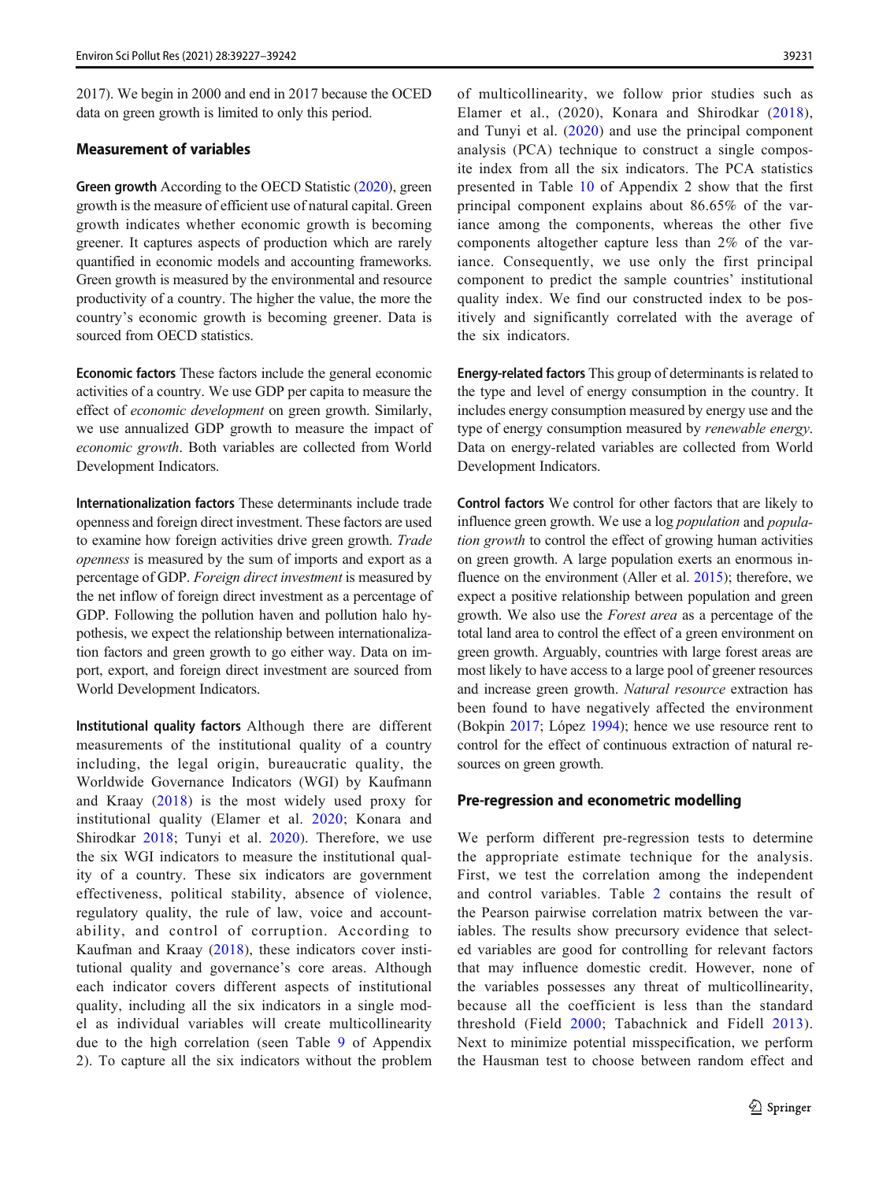2017). We begin in 2000 and end in 2017 because the OCED data on green growth is limited to only this period.

### Measurement of variables

**Green growth** According to the OECD Statistic (2020), green growth is the measure of efficient use of natural capital. Green growth indicates whether economic growth is becoming greener. It captures aspects of production which are rarely quantified in economic models and accounting frameworks. Green growth is measured by the environmental and resource productivity of a country. The higher the value, the more the country's economic growth is becoming greener. Data is sourced from OECD statistics.

**Economic factors** These factors include the general economic activities of a country. We use GDP per capita to measure the effect of *economic development* on green growth. Similarly, we use annualized GDP growth to measure the impact of *economic growth*. Both variables are collected from World Development Indicators.

**Internationalization factors** These determinants include trade openness and foreign direct investment. These factors are used to examine how foreign activities drive green growth. *Trade openness* is measured by the sum of imports and export as a percentage of GDP. *Foreign direct investment* is measured by the net inflow of foreign direct investment as a percentage of GDP. Following the pollution haven and pollution halo hypothesis, we expect the relationship between internationalization factors and green growth to go either way. Data on import, export, and foreign direct investment are sourced from World Development Indicators.

**Institutional quality factors** Although there are different measurements of the institutional quality of a country including, the legal origin, bureaucratic quality, the Worldwide Governance Indicators (WGI) by Kaufmann and Kraay (2018) is the most widely used proxy for institutional quality (Elamer et al. 2020; Konara and Shirodkar 2018; Tunyi et al. 2020). Therefore, we use the six WGI indicators to measure the institutional quality of a country. These six indicators are government effectiveness, political stability, absence of violence, regulatory quality, the rule of law, voice and accountability, and control of corruption. According to Kaufman and Kraay (2018), these indicators cover institutional quality and governance's core areas. Although each indicator covers different aspects of institutional quality, including all the six indicators in a single model as individual variables will create multicollinearity due to the high correlation (seen Table 9 of Appendix 2). To capture all the six indicators without the problem of multicollinearity, we follow prior studies such as Elamer et al., (2020), Konara and Shirodkar (2018), and Tunyi et al. (2020) and use the principal component analysis (PCA) technique to construct a single composite index from all the six indicators. The PCA statistics presented in Table 10 of Appendix 2 show that the first principal component explains about 86.65% of the variance among the components, whereas the other five components altogether capture less than 2% of the variance. Consequently, we use only the first principal component to predict the sample countries' institutional quality index. We find our constructed index to be positively and significantly correlated with the average of the six indicators.

**Energy-related factors** This group of determinants is related to the type and level of energy consumption in the country. It includes energy consumption measured by energy use and the type of energy consumption measured by *renewable energy*. Data on energy-related variables are collected from World Development Indicators.

**Control factors** We control for other factors that are likely to influence green growth. We use a log *population* and *population growth* to control the effect of growing human activities on green growth. A large population exerts an enormous influence on the environment (Aller et al. 2015); therefore, we expect a positive relationship between population and green growth. We also use the *Forest area* as a percentage of the total land area to control the effect of a green environment on green growth. Arguably, countries with large forest areas are most likely to have access to a large pool of greener resources and increase green growth. *Natural resource* extraction has been found to have negatively affected the environment (Bokpin 2017; López 1994); hence we use resource rent to control for the effect of continuous extraction of natural resources on green growth.

### Pre-regression and econometric modelling

We perform different pre-regression tests to determine the appropriate estimate technique for the analysis. First, we test the correlation among the independent and control variables. Table 2 contains the result of the Pearson pairwise correlation matrix between the variables. The results show precursory evidence that selected variables are good for controlling for relevant factors that may influence domestic credit. However, none of the variables possesses any threat of multicollinearity, because all the coefficient is less than the standard threshold (Field 2000; Tabachnick and Fidell 2013). Next to minimize potential misspecification, we perform the Hausman test to choose between random effect and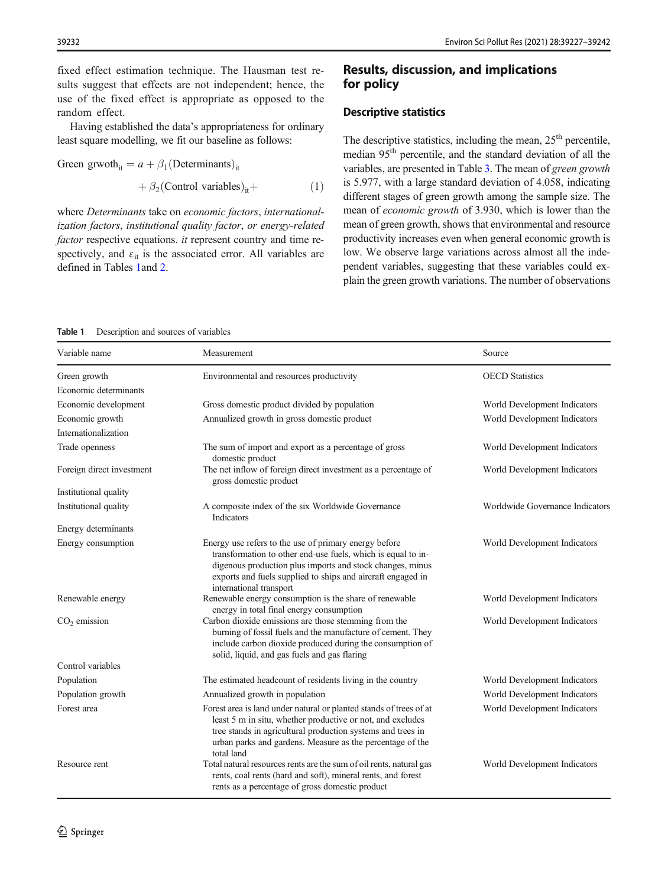fixed effect estimation technique. The Hausman test results suggest that effects are not independent; hence, the use of the fixed effect is appropriate as opposed to the random effect.

Having established the data's appropriateness for ordinary least square modelling, we fit our baseline as follows:

$$\text{Green grwoth}_{\text{it}} = a + \beta_1(\text{Determinants})_{\text{it}} + \beta_2(\text{Control variables})_{\text{it}} + \quad (1)$$

where *Determinants* take on *economic factors*, *internationalization factors*, *institutional quality factor*, or *energy-related factor* respective equations. *it* represent country and time respectively, and $\varepsilon_{\text{it}}$ is the associated error. All variables are defined in Tables 1and 2.

## Results, discussion, and implications for policy

### Descriptive statistics

The descriptive statistics, including the mean, 25th percentile, median 95th percentile, and the standard deviation of all the variables, are presented in Table 3. The mean of *green growth* is 5.977, with a large standard deviation of 4.058, indicating different stages of green growth among the sample size. The mean of *economic growth* of 3.930, which is lower than the mean of green growth, shows that environmental and resource productivity increases even when general economic growth is low. We observe large variations across almost all the independent variables, suggesting that these variables could explain the green growth variations. The number of observations

**Table 1** Description and sources of variables

| Variable name | Measurement | Source |
|---|---|---|
| Green growth | Environmental and resources productivity | OECD Statistics |
| Economic determinants | | |
| Economic development | Gross domestic product divided by population | World Development Indicators |
| Economic growth | Annualized growth in gross domestic product | World Development Indicators |
| Internationalization | | |
| Trade openness | The sum of import and export as a percentage of gross domestic product | World Development Indicators |
| Foreign direct investment | The net inflow of foreign direct investment as a percentage of gross domestic product | World Development Indicators |
| Institutional quality | | |
| Institutional quality | A composite index of the six Worldwide Governance Indicators | Worldwide Governance Indicators |
| Energy determinants | | |
| Energy consumption | Energy use refers to the use of primary energy before transformation to other end-use fuels, which is equal to indigenous production plus imports and stock changes, minus exports and fuels supplied to ships and aircraft engaged in international transport | World Development Indicators |
| Renewable energy | Renewable energy consumption is the share of renewable energy in total final energy consumption | World Development Indicators |
| $CO_2$ emission | Carbon dioxide emissions are those stemming from the burning of fossil fuels and the manufacture of cement. They include carbon dioxide produced during the consumption of solid, liquid, and gas fuels and gas flaring | World Development Indicators |
| Control variables | | |
| Population | The estimated headcount of residents living in the country | World Development Indicators |
| Population growth | Annualized growth in population | World Development Indicators |
| Forest area | Forest area is land under natural or planted stands of trees of at least 5 m in situ, whether productive or not, and excludes tree stands in agricultural production systems and trees in urban parks and gardens. Measure as the percentage of the total land | World Development Indicators |
| Resource rent | Total natural resources rents are the sum of oil rents, natural gas rents, coal rents (hard and soft), mineral rents, and forest rents as a percentage of gross domestic product | World Development Indicators |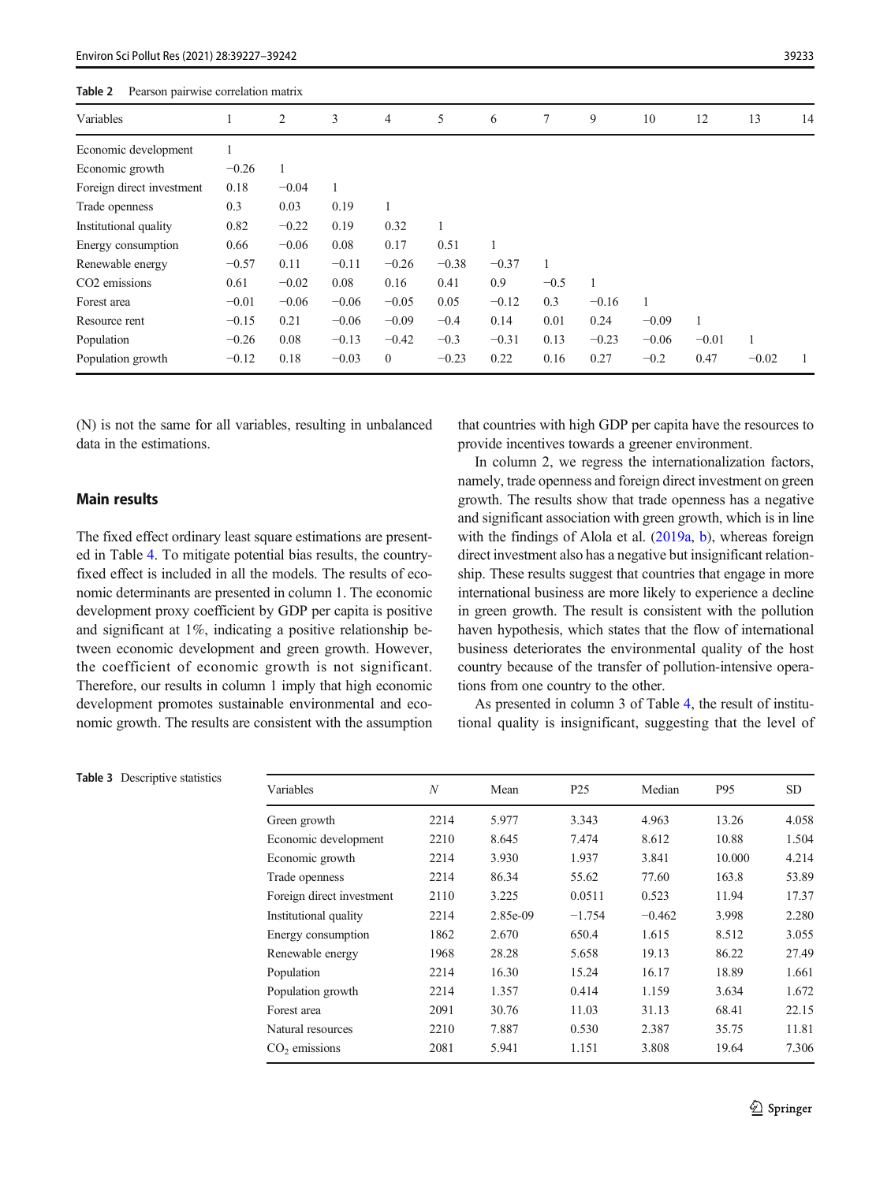Table 2 Pearson pairwise correlation matrix

| Variables | 1 | 2 | 3 | 4 | 5 | 6 | 7 | 9 | 10 | 12 | 13 | 14 |
|---|---|---|---|---|---|---|---|---|---|---|---|---|
| Economic development | 1 | | | | | | | | | | | |
| Economic growth | −0.26 | 1 | | | | | | | | | | |
| Foreign direct investment | 0.18 | −0.04 | 1 | | | | | | | | | |
| Trade openness | 0.3 | 0.03 | 0.19 | 1 | | | | | | | | |
| Institutional quality | 0.82 | −0.22 | 0.19 | 0.32 | 1 | | | | | | | |
| Energy consumption | 0.66 | −0.06 | 0.08 | 0.17 | 0.51 | 1 | | | | | | |
| Renewable energy | −0.57 | 0.11 | −0.11 | −0.26 | −0.38 | −0.37 | 1 | | | | | |
| CO2 emissions | 0.61 | −0.02 | 0.08 | 0.16 | 0.41 | 0.9 | −0.5 | 1 | | | | |
| Forest area | −0.01 | −0.06 | −0.06 | −0.05 | 0.05 | −0.12 | 0.3 | −0.16 | 1 | | | |
| Resource rent | −0.15 | 0.21 | −0.06 | −0.09 | −0.4 | 0.14 | 0.01 | 0.24 | −0.09 | 1 | | |
| Population | −0.26 | 0.08 | −0.13 | −0.42 | −0.3 | −0.31 | 0.13 | −0.23 | −0.06 | −0.01 | 1 | |
| Population growth | −0.12 | 0.18 | −0.03 | 0 | −0.23 | 0.22 | 0.16 | 0.27 | −0.2 | 0.47 | −0.02 | 1 |

(N) is not the same for all variables, resulting in unbalanced data in the estimations.

## Main results

The fixed effect ordinary least square estimations are presented in Table 4. To mitigate potential bias results, the country-fixed effect is included in all the models. The results of economic determinants are presented in column 1. The economic development proxy coefficient by GDP per capita is positive and significant at 1%, indicating a positive relationship between economic development and green growth. However, the coefficient of economic growth is not significant. Therefore, our results in column 1 imply that high economic development promotes sustainable environmental and economic growth. The results are consistent with the assumption that countries with high GDP per capita have the resources to provide incentives towards a greener environment.

In column 2, we regress the internationalization factors, namely, trade openness and foreign direct investment on green growth. The results show that trade openness has a negative and significant association with green growth, which is in line with the findings of Alola et al. (2019a, b), whereas foreign direct investment also has a negative but insignificant relationship. These results suggest that countries that engage in more international business are more likely to experience a decline in green growth. The result is consistent with the pollution haven hypothesis, which states that the flow of international business deteriorates the environmental quality of the host country because of the transfer of pollution-intensive operations from one country to the other.

As presented in column 3 of Table 4, the result of institutional quality is insignificant, suggesting that the level of

Table 3 Descriptive statistics

| Variables | N | Mean | P25 | Median | P95 | SD |
|---|---|---|---|---|---|---|
| Green growth | 2214 | 5.977 | 3.343 | 4.963 | 13.26 | 4.058 |
| Economic development | 2210 | 8.645 | 7.474 | 8.612 | 10.88 | 1.504 |
| Economic growth | 2214 | 3.930 | 1.937 | 3.841 | 10.000 | 4.214 |
| Trade openness | 2214 | 86.34 | 55.62 | 77.60 | 163.8 | 53.89 |
| Foreign direct investment | 2110 | 3.225 | 0.0511 | 0.523 | 11.94 | 17.37 |
| Institutional quality | 2214 | 2.85e-09 | −1.754 | −0.462 | 3.998 | 2.280 |
| Energy consumption | 1862 | 2.670 | 650.4 | 1.615 | 8.512 | 3.055 |
| Renewable energy | 1968 | 28.28 | 5.658 | 19.13 | 86.22 | 27.49 |
| Population | 2214 | 16.30 | 15.24 | 16.17 | 18.89 | 1.661 |
| Population growth | 2214 | 1.357 | 0.414 | 1.159 | 3.634 | 1.672 |
| Forest area | 2091 | 30.76 | 11.03 | 31.13 | 68.41 | 22.15 |
| Natural resources | 2210 | 7.887 | 0.530 | 2.387 | 35.75 | 11.81 |
| $CO_2$ emissions | 2081 | 5.941 | 1.151 | 3.808 | 19.64 | 7.306 |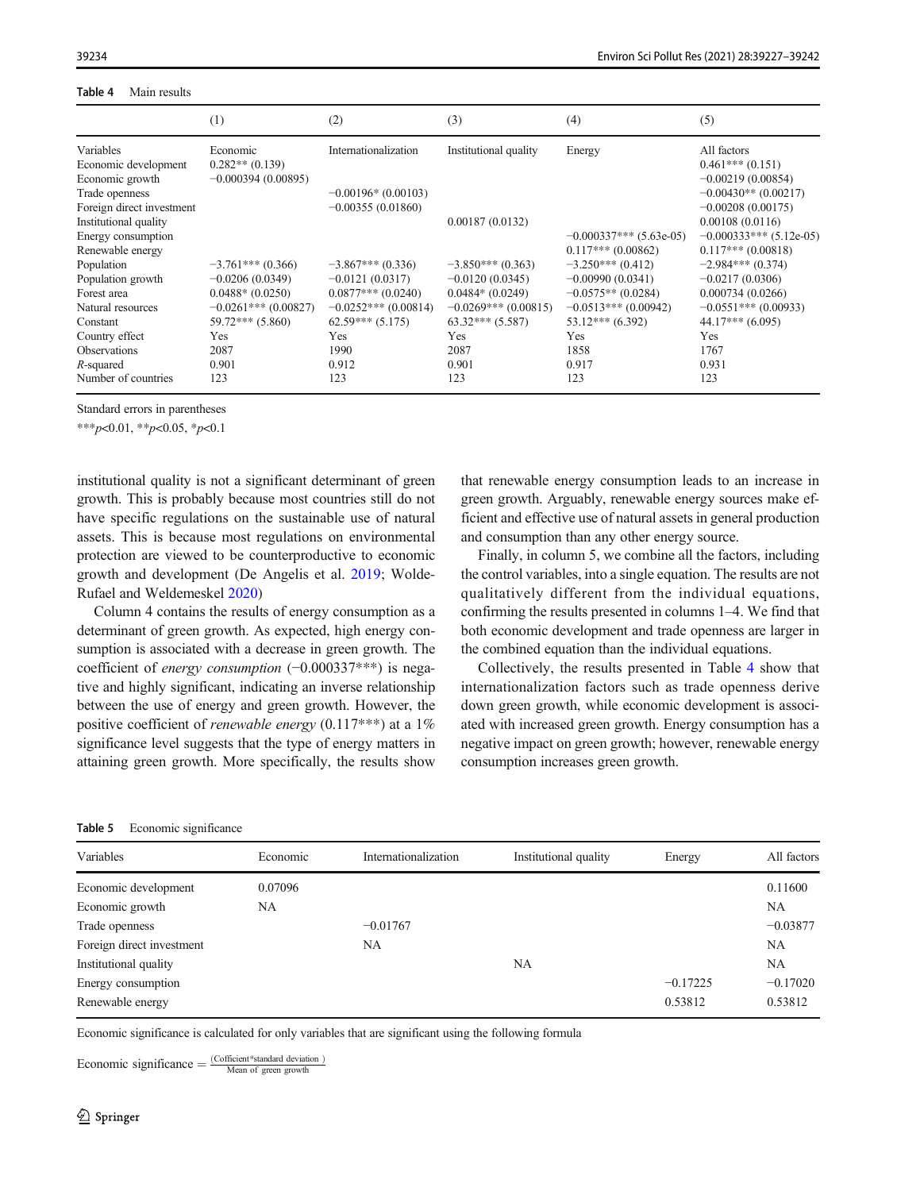**Table 4** Main results

| | (1) | (2) | (3) | (4) | (5) |
|---|---|---|---|---|---|
| Variables | Economic | Internationalization | Institutional quality | Energy | All factors |
| Economic development | 0.282** (0.139) | | | | 0.461*** (0.151) |
| Economic growth | −0.000394 (0.00895) | | | | −0.00219 (0.00854) |
| Trade openness | | −0.00196* (0.00103) | | | −0.00430** (0.00217) |
| Foreign direct investment | | −0.00355 (0.01860) | | | −0.00208 (0.00175) |
| Institutional quality | | | 0.00187 (0.0132) | | 0.00108 (0.0116) |
| Energy consumption | | | | −0.000337*** (5.63e-05) | −0.000333*** (5.12e-05) |
| Renewable energy | | | | 0.117*** (0.00862) | 0.117*** (0.00818) |
| Population | −3.761*** (0.366) | −3.867*** (0.336) | −3.850*** (0.363) | −3.250*** (0.412) | −2.984*** (0.374) |
| Population growth | −0.0206 (0.0349) | −0.0121 (0.0317) | −0.0120 (0.0345) | −0.00990 (0.0341) | −0.0217 (0.0306) |
| Forest area | 0.0488* (0.0250) | 0.0877*** (0.0240) | 0.0484* (0.0249) | −0.0575** (0.0284) | 0.000734 (0.0266) |
| Natural resources | −0.0261*** (0.00827) | −0.0252*** (0.00814) | −0.0269*** (0.00815) | −0.0513*** (0.00942) | −0.0551*** (0.00933) |
| Constant | 59.72*** (5.860) | 62.59*** (5.175) | 63.32*** (5.587) | 53.12*** (6.392) | 44.17*** (6.095) |
| Country effect | Yes | Yes | Yes | Yes | Yes |
| Observations | 2087 | 1990 | 2087 | 1858 | 1767 |
| $R$-squared | 0.901 | 0.912 | 0.901 | 0.917 | 0.931 |
| Number of countries | 123 | 123 | 123 | 123 | 123 |

Standard errors in parentheses

***$p$<0.01, **$p$<0.05, *$p$<0.1

institutional quality is not a significant determinant of green growth. This is probably because most countries still do not have specific regulations on the sustainable use of natural assets. This is because most regulations on environmental protection are viewed to be counterproductive to economic growth and development (De Angelis et al. 2019; Wolde-Rufael and Weldemeskel 2020)

Column 4 contains the results of energy consumption as a determinant of green growth. As expected, high energy consumption is associated with a decrease in green growth. The coefficient of *energy consumption* (−0.000337***) is negative and highly significant, indicating an inverse relationship between the use of energy and green growth. However, the positive coefficient of *renewable energy* (0.117***) at a 1% significance level suggests that the type of energy matters in attaining green growth. More specifically, the results show that renewable energy consumption leads to an increase in green growth. Arguably, renewable energy sources make efficient and effective use of natural assets in general production and consumption than any other energy source.

Finally, in column 5, we combine all the factors, including the control variables, into a single equation. The results are not qualitatively different from the individual equations, confirming the results presented in columns 1–4. We find that both economic development and trade openness are larger in the combined equation than the individual equations.

Collectively, the results presented in Table 4 show that internationalization factors such as trade openness derive down green growth, while economic development is associated with increased green growth. Energy consumption has a negative impact on green growth; however, renewable energy consumption increases green growth.

**Table 5** Economic significance

| Variables | Economic | Internationalization | Institutional quality | Energy | All factors |
|---|---|---|---|---|---|
| Economic development | 0.07096 | | | | 0.11600 |
| Economic growth | NA | | | | NA |
| Trade openness | | −0.01767 | | | −0.03877 |
| Foreign direct investment | | NA | | | NA |
| Institutional quality | | | NA | | NA |
| Energy consumption | | | | −0.17225 | −0.17020 |
| Renewable energy | | | | 0.53812 | 0.53812 |

Economic significance is calculated for only variables that are significant using the following formula

$$\text{Economic significance} = \frac{(\text{Cofficient*standard deviation})}{\text{Mean of green growth}}$$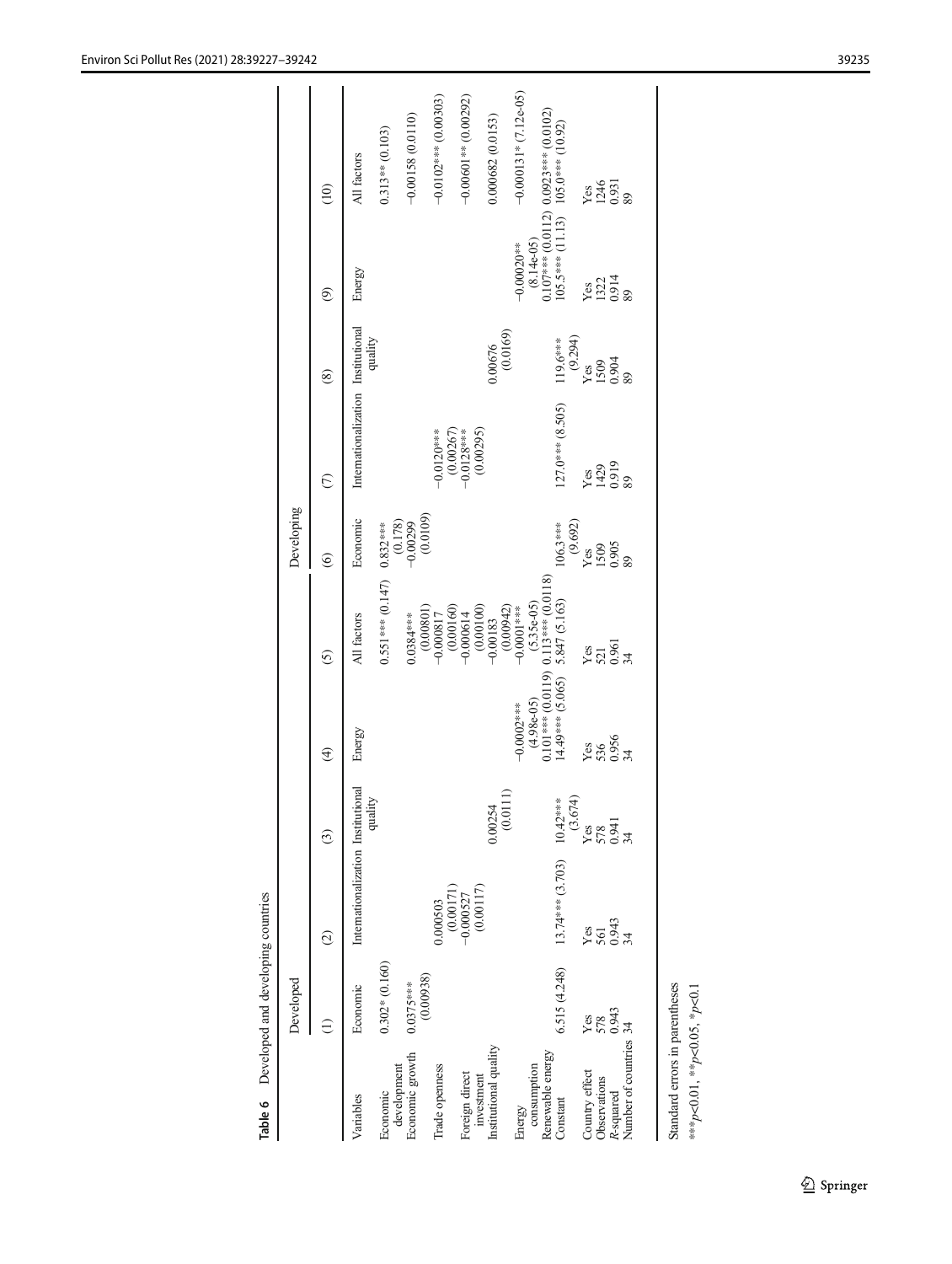**Table 6** Developed and developing countries

| | Developed | | | | | Developing | | | | |
|---|---|---|---|---|---|---|---|---|---|---|
| | (1) | (2) | (3) | (4) | (5) | (6) | (7) | (8) | (9) | (10) |
| Variables | Economic | Internationalization | Institutional quality | Energy | All factors | Economic | Internationalization | Institutional quality | Energy | All factors |
| Economic development | 0.302* (0.160) | | | | 0.551*** (0.147) | 0.832*** (0.178) | | | | 0.313** (0.103) |
| Economic growth | 0.0375*** (0.00938) | | | | 0.0384*** (0.00801) | −0.00299 (0.0109) | | | | −0.00158 (0.0110) |
| Trade openness | | 0.000503 (0.00171) | | | −0.000817 (0.00160) | | −0.0120*** (0.00267) | | | −0.0102*** (0.00303) |
| Foreign direct investment | | −0.000527 (0.00117) | | | −0.000614 (0.00100) | | −0.0128*** (0.00295) | | | −0.00601** (0.00292) |
| Institutional quality | | | 0.00254 (0.0111) | | −0.00183 (0.00942) | | | 0.00676 (0.0169) | | 0.000682 (0.0153) |
| Energy consumption | | | | −0.0002*** (4.98e-05) | −0.0001*** (5.35e-05) | | | | −0.00020** (8.14e-05) | −0.000131* (7.12e-05) |
| Renewable energy | | | | 0.101*** (0.0119) | 0.113*** (0.0118) | | | | 0.107*** (0.0112) | 0.0923*** (0.0102) |
| Constant | 6.515 (4.248) | 13.74*** (3.703) | 10.42*** (3.674) | 14.49*** (5.065) | 5.847 (5.163) | 106.3*** (9.692) | 127.0*** (8.505) | 119.6*** (9.294) | 105.5*** (11.13) | 105.0*** (10.92) |
| Country effect | Yes | Yes | Yes | Yes | Yes | Yes | Yes | Yes | Yes | Yes |
| Observations | 578 | 561 | 578 | 536 | 521 | 1509 | 1429 | 1509 | 1322 | 1246 |
| R-squared | 0.943 | 0.943 | 0.941 | 0.956 | 0.961 | 0.905 | 0.919 | 0.904 | 0.914 | 0.931 |
| Number of countries | 34 | 34 | 34 | 34 | 34 | 89 | 89 | 89 | 89 | 89 |

Standard errors in parentheses

***$p<0.01$, **$p<0.05$, *$p<0.1$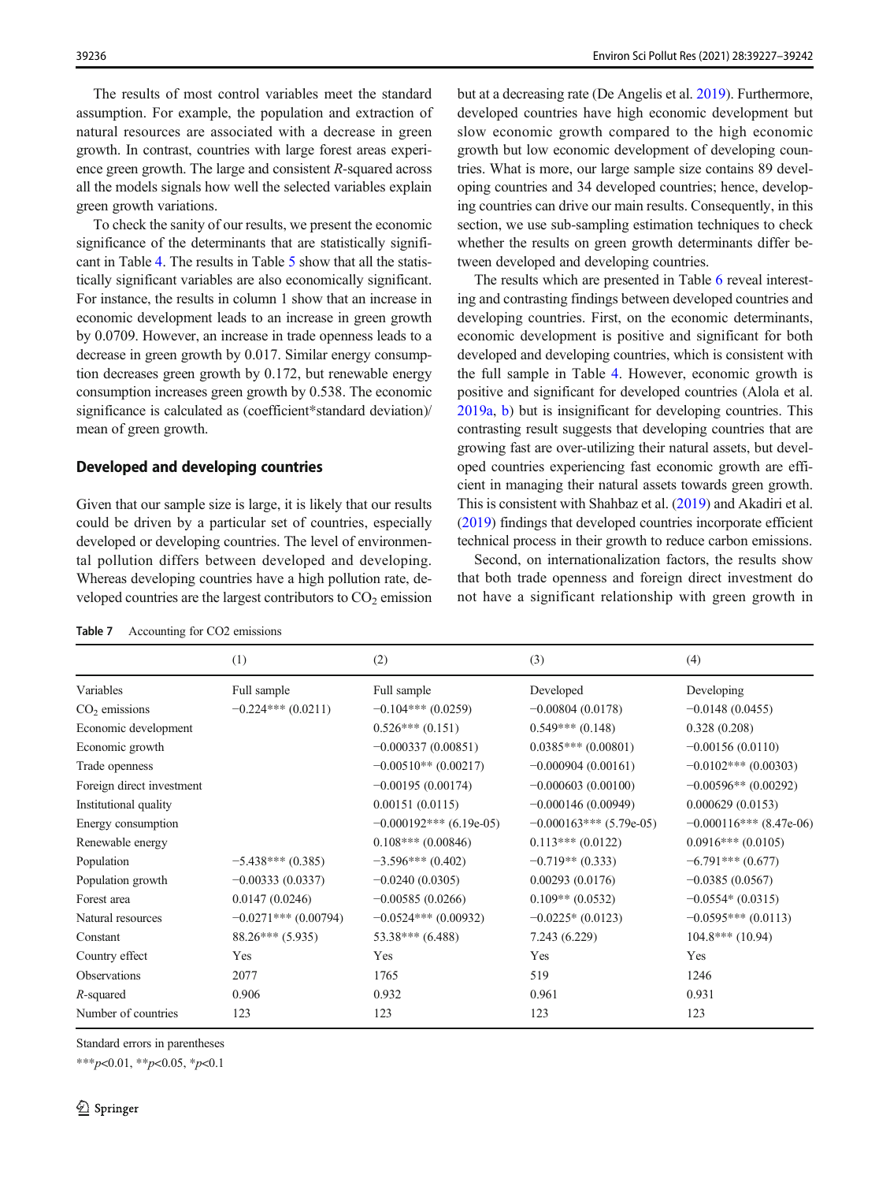The results of most control variables meet the standard assumption. For example, the population and extraction of natural resources are associated with a decrease in green growth. In contrast, countries with large forest areas experience green growth. The large and consistent *R*-squared across all the models signals how well the selected variables explain green growth variations.

To check the sanity of our results, we present the economic significance of the determinants that are statistically significant in Table 4. The results in Table 5 show that all the statistically significant variables are also economically significant. For instance, the results in column 1 show that an increase in economic development leads to an increase in green growth by 0.0709. However, an increase in trade openness leads to a decrease in green growth by 0.017. Similar energy consumption decreases green growth by 0.172, but renewable energy consumption increases green growth by 0.538. The economic significance is calculated as (coefficient*standard deviation)/mean of green growth.

## Developed and developing countries

Given that our sample size is large, it is likely that our results could be driven by a particular set of countries, especially developed or developing countries. The level of environmental pollution differs between developed and developing. Whereas developing countries have a high pollution rate, developed countries are the largest contributors to $CO_2$ emission but at a decreasing rate (De Angelis et al. 2019). Furthermore, developed countries have high economic development but slow economic growth compared to the high economic growth but low economic development of developing countries. What is more, our large sample size contains 89 developing countries and 34 developed countries; hence, developing countries can drive our main results. Consequently, in this section, we use sub-sampling estimation techniques to check whether the results on green growth determinants differ between developed and developing countries.

The results which are presented in Table 6 reveal interesting and contrasting findings between developed countries and developing countries. First, on the economic determinants, economic development is positive and significant for both developed and developing countries, which is consistent with the full sample in Table 4. However, economic growth is positive and significant for developed countries (Alola et al. 2019a, b) but is insignificant for developing countries. This contrasting result suggests that developing countries that are growing fast are over-utilizing their natural assets, but developed countries experiencing fast economic growth are efficient in managing their natural assets towards green growth. This is consistent with Shahbaz et al. (2019) and Akadiri et al. (2019) findings that developed countries incorporate efficient technical process in their growth to reduce carbon emissions.

Second, on internationalization factors, the results show that both trade openness and foreign direct investment do not have a significant relationship with green growth in

**Table 7** Accounting for CO2 emissions

| | (1) | (2) | (3) | (4) |
|---|---|---|---|---|
| Variables | Full sample | Full sample | Developed | Developing |
| $CO_2$ emissions | −0.224*** (0.0211) | −0.104*** (0.0259) | −0.00804 (0.0178) | −0.0148 (0.0455) |
| Economic development | | 0.526*** (0.151) | 0.549*** (0.148) | 0.328 (0.208) |
| Economic growth | | −0.000337 (0.00851) | 0.0385*** (0.00801) | −0.00156 (0.0110) |
| Trade openness | | −0.00510** (0.00217) | −0.000904 (0.00161) | −0.0102*** (0.00303) |
| Foreign direct investment | | −0.00195 (0.00174) | −0.000603 (0.00100) | −0.00596** (0.00292) |
| Institutional quality | | 0.00151 (0.0115) | −0.000146 (0.00949) | 0.000629 (0.0153) |
| Energy consumption | | −0.000192*** (6.19e-05) | −0.000163*** (5.79e-05) | −0.000116*** (8.47e-06) |
| Renewable energy | | 0.108*** (0.00846) | 0.113*** (0.0122) | 0.0916*** (0.0105) |
| Population | −5.438*** (0.385) | −3.596*** (0.402) | −0.719** (0.333) | −6.791*** (0.677) |
| Population growth | −0.00333 (0.0337) | −0.0240 (0.0305) | 0.00293 (0.0176) | −0.0385 (0.0567) |
| Forest area | 0.0147 (0.0246) | −0.00585 (0.0266) | 0.109** (0.0532) | −0.0554* (0.0315) |
| Natural resources | −0.0271*** (0.00794) | −0.0524*** (0.00932) | −0.0225* (0.0123) | −0.0595*** (0.0113) |
| Constant | 88.26*** (5.935) | 53.38*** (6.488) | 7.243 (6.229) | 104.8*** (10.94) |
| Country effect | Yes | Yes | Yes | Yes |
| Observations | 2077 | 1765 | 519 | 1246 |
| *R*-squared | 0.906 | 0.932 | 0.961 | 0.931 |
| Number of countries | 123 | 123 | 123 | 123 |

Standard errors in parentheses

***$p$<0.01, **$p$<0.05, *$p$<0.1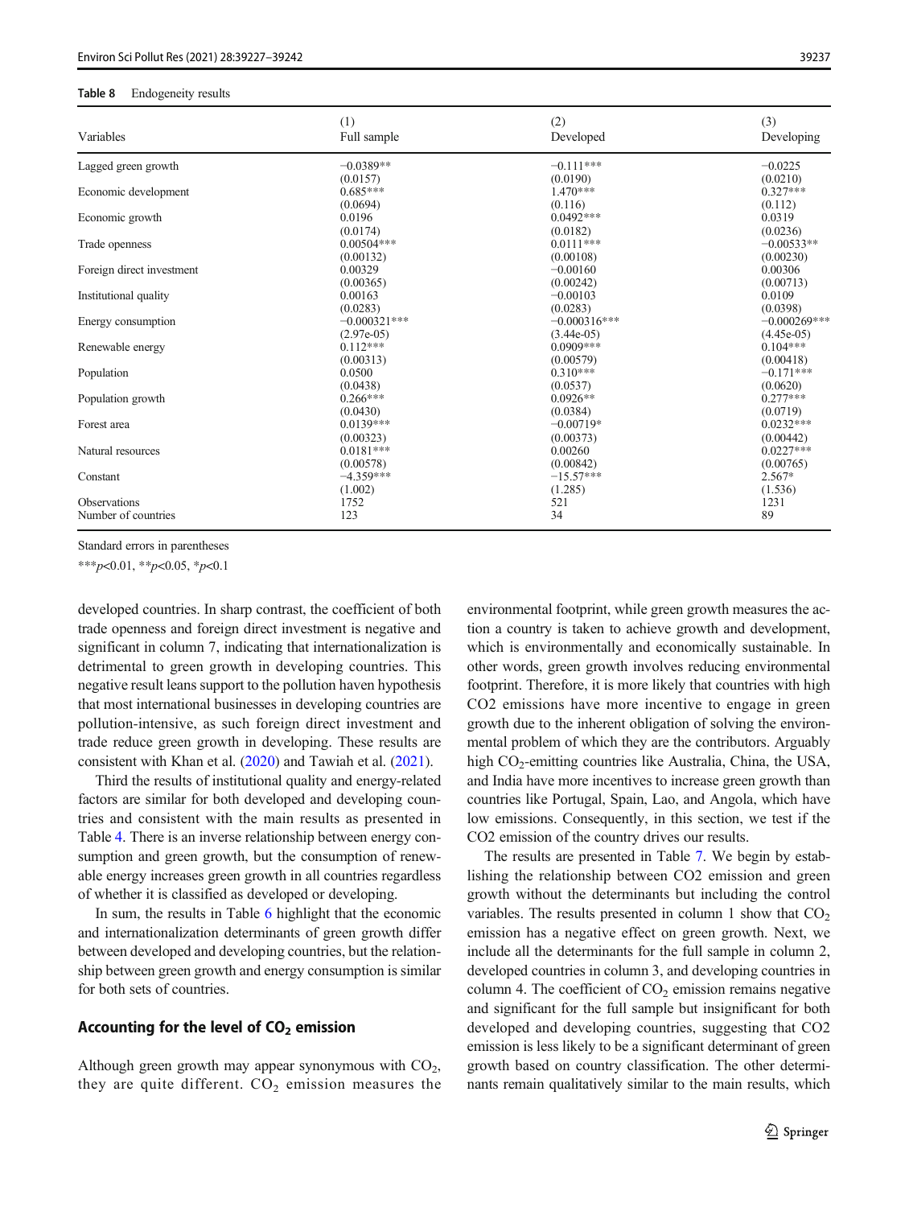**Table 8** Endogeneity results

| Variables | (1) Full sample | (2) Developed | (3) Developing |
|---|---|---|---|
| Lagged green growth | −0.0389** | −0.111*** | −0.0225 |
| | (0.0157) | (0.0190) | (0.0210) |
| Economic development | 0.685*** | 1.470*** | 0.327*** |
| | (0.0694) | (0.116) | (0.112) |
| Economic growth | 0.0196 | 0.0492*** | 0.0319 |
| | (0.0174) | (0.0182) | (0.0236) |
| Trade openness | 0.00504*** | 0.0111*** | −0.00533** |
| | (0.00132) | (0.00108) | (0.00230) |
| Foreign direct investment | 0.00329 | −0.00160 | 0.00306 |
| | (0.00365) | (0.00242) | (0.00713) |
| Institutional quality | 0.00163 | −0.00103 | 0.0109 |
| | (0.0283) | (0.0283) | (0.0398) |
| Energy consumption | −0.000321*** | −0.000316*** | −0.000269*** |
| | (2.97e-05) | (3.44e-05) | (4.45e-05) |
| Renewable energy | 0.112*** | 0.0909*** | 0.104*** |
| | (0.00313) | (0.00579) | (0.00418) |
| Population | 0.0500 | 0.310*** | −0.171*** |
| | (0.0438) | (0.0537) | (0.0620) |
| Population growth | 0.266*** | 0.0926** | 0.277*** |
| | (0.0430) | (0.0384) | (0.0719) |
| Forest area | 0.0139*** | −0.00719* | 0.0232*** |
| | (0.00323) | (0.00373) | (0.00442) |
| Natural resources | 0.0181*** | 0.00260 | 0.0227*** |
| | (0.00578) | (0.00842) | (0.00765) |
| Constant | −4.359*** | −15.57*** | 2.567* |
| | (1.002) | (1.285) | (1.536) |
| Observations | 1752 | 521 | 1231 |
| Number of countries | 123 | 34 | 89 |

Standard errors in parentheses

***$p$<0.01, **$p$<0.05, *$p$<0.1

developed countries. In sharp contrast, the coefficient of both trade openness and foreign direct investment is negative and significant in column 7, indicating that internationalization is detrimental to green growth in developing countries. This negative result leans support to the pollution haven hypothesis that most international businesses in developing countries are pollution-intensive, as such foreign direct investment and trade reduce green growth in developing. These results are consistent with Khan et al. (2020) and Tawiah et al. (2021).

Third the results of institutional quality and energy-related factors are similar for both developed and developing countries and consistent with the main results as presented in Table 4. There is an inverse relationship between energy consumption and green growth, but the consumption of renewable energy increases green growth in all countries regardless of whether it is classified as developed or developing.

In sum, the results in Table 6 highlight that the economic and internationalization determinants of green growth differ between developed and developing countries, but the relationship between green growth and energy consumption is similar for both sets of countries.

## Accounting for the level of $CO_2$ emission

Although green growth may appear synonymous with $CO_2$, they are quite different. $CO_2$ emission measures the environmental footprint, while green growth measures the action a country is taken to achieve growth and development, which is environmentally and economically sustainable. In other words, green growth involves reducing environmental footprint. Therefore, it is more likely that countries with high CO2 emissions have more incentive to engage in green growth due to the inherent obligation of solving the environmental problem of which they are the contributors. Arguably high $CO_2$-emitting countries like Australia, China, the USA, and India have more incentives to increase green growth than countries like Portugal, Spain, Lao, and Angola, which have low emissions. Consequently, in this section, we test if the CO2 emission of the country drives our results.

The results are presented in Table 7. We begin by establishing the relationship between CO2 emission and green growth without the determinants but including the control variables. The results presented in column 1 show that $CO_2$ emission has a negative effect on green growth. Next, we include all the determinants for the full sample in column 2, developed countries in column 3, and developing countries in column 4. The coefficient of $CO_2$ emission remains negative and significant for the full sample but insignificant for both developed and developing countries, suggesting that CO2 emission is less likely to be a significant determinant of green growth based on country classification. The other determinants remain qualitatively similar to the main results, which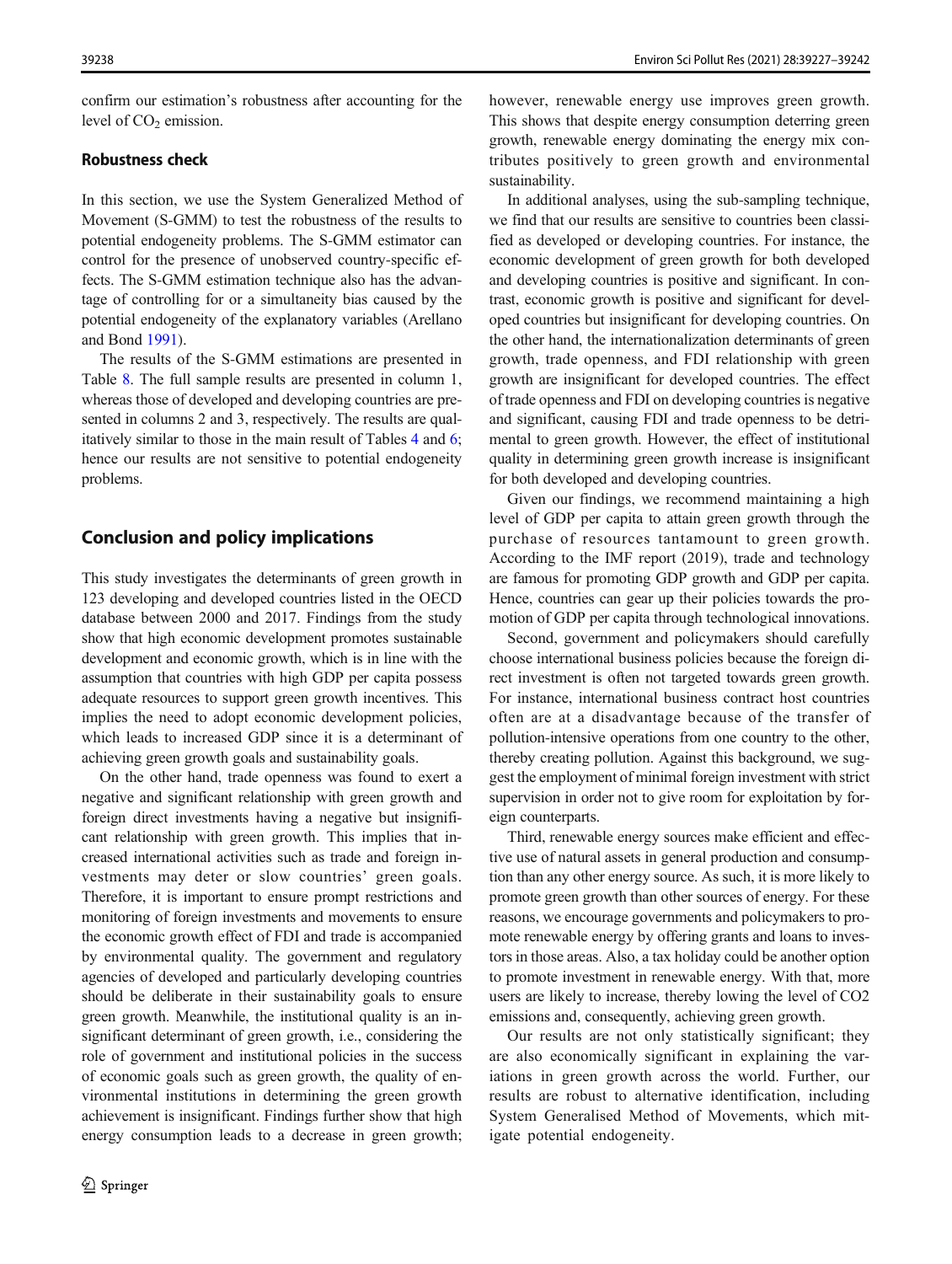confirm our estimation's robustness after accounting for the level of $CO_2$ emission.

## Robustness check

In this section, we use the System Generalized Method of Movement (S-GMM) to test the robustness of the results to potential endogeneity problems. The S-GMM estimator can control for the presence of unobserved country-specific effects. The S-GMM estimation technique also has the advantage of controlling for or a simultaneity bias caused by the potential endogeneity of the explanatory variables (Arellano and Bond 1991).

The results of the S-GMM estimations are presented in Table 8. The full sample results are presented in column 1, whereas those of developed and developing countries are presented in columns 2 and 3, respectively. The results are qualitatively similar to those in the main result of Tables 4 and 6; hence our results are not sensitive to potential endogeneity problems.

# Conclusion and policy implications

This study investigates the determinants of green growth in 123 developing and developed countries listed in the OECD database between 2000 and 2017. Findings from the study show that high economic development promotes sustainable development and economic growth, which is in line with the assumption that countries with high GDP per capita possess adequate resources to support green growth incentives. This implies the need to adopt economic development policies, which leads to increased GDP since it is a determinant of achieving green growth goals and sustainability goals.

On the other hand, trade openness was found to exert a negative and significant relationship with green growth and foreign direct investments having a negative but insignificant relationship with green growth. This implies that increased international activities such as trade and foreign investments may deter or slow countries' green goals. Therefore, it is important to ensure prompt restrictions and monitoring of foreign investments and movements to ensure the economic growth effect of FDI and trade is accompanied by environmental quality. The government and regulatory agencies of developed and particularly developing countries should be deliberate in their sustainability goals to ensure green growth. Meanwhile, the institutional quality is an insignificant determinant of green growth, i.e., considering the role of government and institutional policies in the success of economic goals such as green growth, the quality of environmental institutions in determining the green growth achievement is insignificant. Findings further show that high energy consumption leads to a decrease in green growth; however, renewable energy use improves green growth. This shows that despite energy consumption deterring green growth, renewable energy dominating the energy mix contributes positively to green growth and environmental sustainability.

In additional analyses, using the sub-sampling technique, we find that our results are sensitive to countries been classified as developed or developing countries. For instance, the economic development of green growth for both developed and developing countries is positive and significant. In contrast, economic growth is positive and significant for developed countries but insignificant for developing countries. On the other hand, the internationalization determinants of green growth, trade openness, and FDI relationship with green growth are insignificant for developed countries. The effect of trade openness and FDI on developing countries is negative and significant, causing FDI and trade openness to be detrimental to green growth. However, the effect of institutional quality in determining green growth increase is insignificant for both developed and developing countries.

Given our findings, we recommend maintaining a high level of GDP per capita to attain green growth through the purchase of resources tantamount to green growth. According to the IMF report (2019), trade and technology are famous for promoting GDP growth and GDP per capita. Hence, countries can gear up their policies towards the promotion of GDP per capita through technological innovations.

Second, government and policymakers should carefully choose international business policies because the foreign direct investment is often not targeted towards green growth. For instance, international business contract host countries often are at a disadvantage because of the transfer of pollution-intensive operations from one country to the other, thereby creating pollution. Against this background, we suggest the employment of minimal foreign investment with strict supervision in order not to give room for exploitation by foreign counterparts.

Third, renewable energy sources make efficient and effective use of natural assets in general production and consumption than any other energy source. As such, it is more likely to promote green growth than other sources of energy. For these reasons, we encourage governments and policymakers to promote renewable energy by offering grants and loans to investors in those areas. Also, a tax holiday could be another option to promote investment in renewable energy. With that, more users are likely to increase, thereby lowing the level of CO2 emissions and, consequently, achieving green growth.

Our results are not only statistically significant; they are also economically significant in explaining the variations in green growth across the world. Further, our results are robust to alternative identification, including System Generalised Method of Movements, which mitigate potential endogeneity.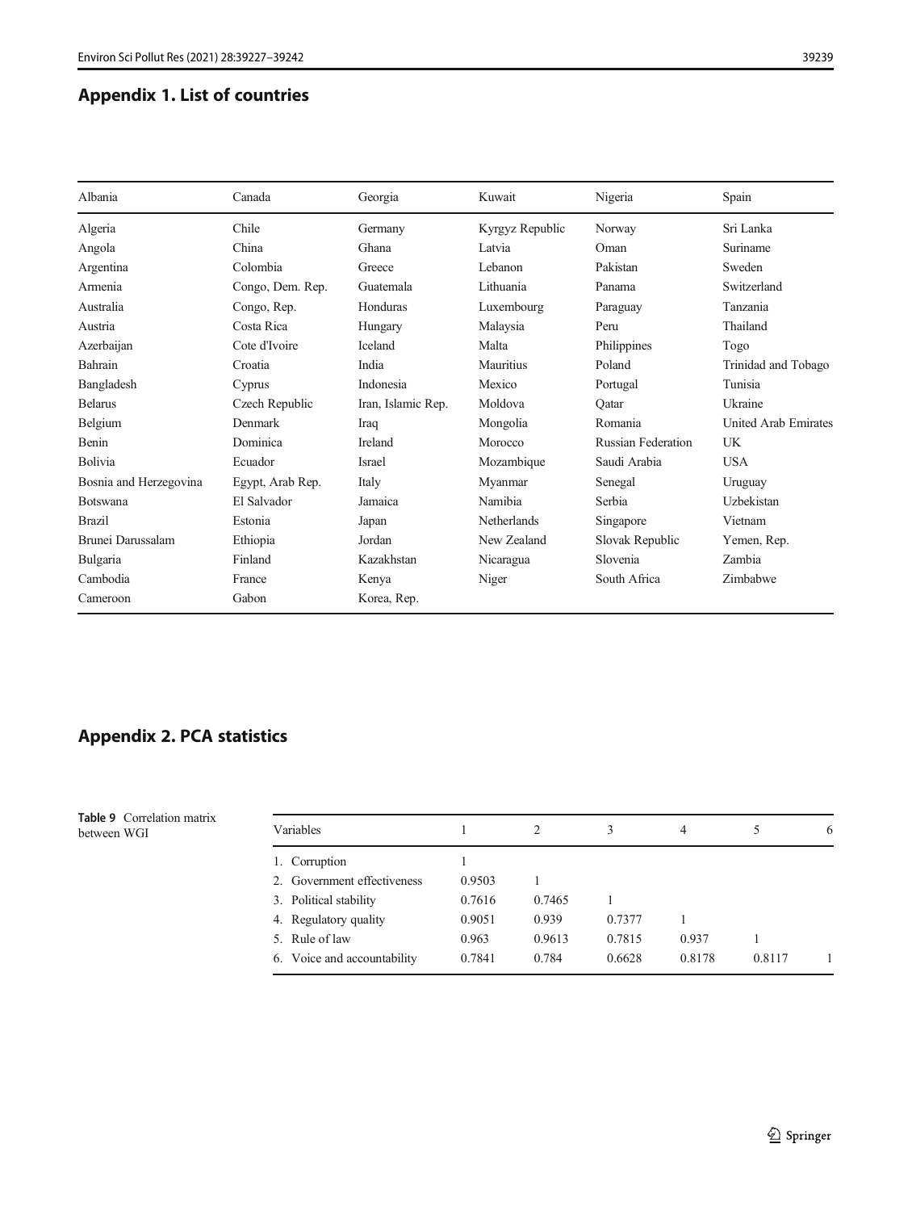## Appendix 1. List of countries

| Albania | Canada | Georgia | Kuwait | Nigeria | Spain |
|---|---|---|---|---|---|
| Algeria | Chile | Germany | Kyrgyz Republic | Norway | Sri Lanka |
| Angola | China | Ghana | Latvia | Oman | Suriname |
| Argentina | Colombia | Greece | Lebanon | Pakistan | Sweden |
| Armenia | Congo, Dem. Rep. | Guatemala | Lithuania | Panama | Switzerland |
| Australia | Congo, Rep. | Honduras | Luxembourg | Paraguay | Tanzania |
| Austria | Costa Rica | Hungary | Malaysia | Peru | Thailand |
| Azerbaijan | Cote d'Ivoire | Iceland | Malta | Philippines | Togo |
| Bahrain | Croatia | India | Mauritius | Poland | Trinidad and Tobago |
| Bangladesh | Cyprus | Indonesia | Mexico | Portugal | Tunisia |
| Belarus | Czech Republic | Iran, Islamic Rep. | Moldova | Qatar | Ukraine |
| Belgium | Denmark | Iraq | Mongolia | Romania | United Arab Emirates |
| Benin | Dominica | Ireland | Morocco | Russian Federation | UK |
| Bolivia | Ecuador | Israel | Mozambique | Saudi Arabia | USA |
| Bosnia and Herzegovina | Egypt, Arab Rep. | Italy | Myanmar | Senegal | Uruguay |
| Botswana | El Salvador | Jamaica | Namibia | Serbia | Uzbekistan |
| Brazil | Estonia | Japan | Netherlands | Singapore | Vietnam |
| Brunei Darussalam | Ethiopia | Jordan | New Zealand | Slovak Republic | Yemen, Rep. |
| Bulgaria | Finland | Kazakhstan | Nicaragua | Slovenia | Zambia |
| Cambodia | France | Kenya | Niger | South Africa | Zimbabwe |
| Cameroon | Gabon | Korea, Rep. | | | |

## Appendix 2. PCA statistics

**Table 9** Correlation matrix between WGI

| Variables | 1 | 2 | 3 | 4 | 5 | 6 |
|---|---|---|---|---|---|---|
| 1. Corruption | 1 | | | | | |
| 2. Government effectiveness | 0.9503 | 1 | | | | |
| 3. Political stability | 0.7616 | 0.7465 | 1 | | | |
| 4. Regulatory quality | 0.9051 | 0.939 | 0.7377 | 1 | | |
| 5. Rule of law | 0.963 | 0.9613 | 0.7815 | 0.937 | 1 | |
| 6. Voice and accountability | 0.7841 | 0.784 | 0.6628 | 0.8178 | 0.8117 | 1 |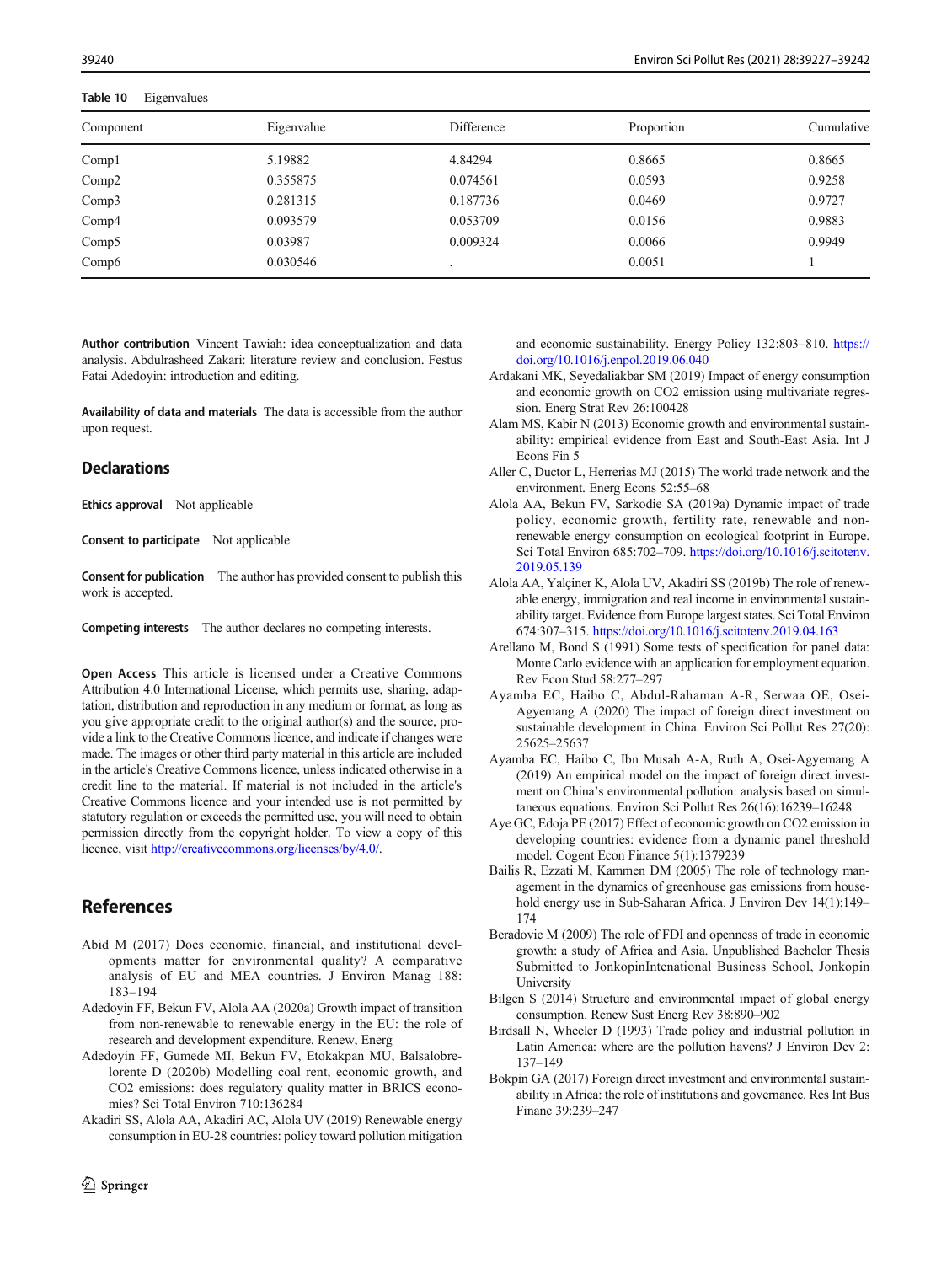Table 10 Eigenvalues

| Component | Eigenvalue | Difference | Proportion | Cumulative |
|---|---|---|---|---|
| Comp1 | 5.19882 | 4.84294 | 0.8665 | 0.8665 |
| Comp2 | 0.355875 | 0.074561 | 0.0593 | 0.9258 |
| Comp3 | 0.281315 | 0.187736 | 0.0469 | 0.9727 |
| Comp4 | 0.093579 | 0.053709 | 0.0156 | 0.9883 |
| Comp5 | 0.03987 | 0.009324 | 0.0066 | 0.9949 |
| Comp6 | 0.030546 | . | 0.0051 | 1 |

**Author contribution** Vincent Tawiah: idea conceptualization and data analysis. Abdulrasheed Zakari: literature review and conclusion. Festus Fatai Adedoyin: introduction and editing.

**Availability of data and materials** The data is accessible from the author upon request.

## Declarations

**Ethics approval** Not applicable

**Consent to participate** Not applicable

**Consent for publication** The author has provided consent to publish this work is accepted.

**Competing interests** The author declares no competing interests.

**Open Access** This article is licensed under a Creative Commons Attribution 4.0 International License, which permits use, sharing, adaptation, distribution and reproduction in any medium or format, as long as you give appropriate credit to the original author(s) and the source, provide a link to the Creative Commons licence, and indicate if changes were made. The images or other third party material in this article are included in the article's Creative Commons licence, unless indicated otherwise in a credit line to the material. If material is not included in the article's Creative Commons licence and your intended use is not permitted by statutory regulation or exceeds the permitted use, you will need to obtain permission directly from the copyright holder. To view a copy of this licence, visit http://creativecommons.org/licenses/by/4.0/.

## References

Abid M (2017) Does economic, financial, and institutional developments matter for environmental quality? A comparative analysis of EU and MEA countries. J Environ Manag 188: 183–194

Adedoyin FF, Bekun FV, Alola AA (2020a) Growth impact of transition from non-renewable to renewable energy in the EU: the role of research and development expenditure. Renew, Energ

Adedoyin FF, Gumede MI, Bekun FV, Etokakpan MU, Balsalobre-lorente D (2020b) Modelling coal rent, economic growth, and CO2 emissions: does regulatory quality matter in BRICS economies? Sci Total Environ 710:136284

Akadiri SS, Alola AA, Akadiri AC, Alola UV (2019) Renewable energy consumption in EU-28 countries: policy toward pollution mitigation and economic sustainability. Energy Policy 132:803–810. https://doi.org/10.1016/j.enpol.2019.06.040

Ardakani MK, Seyedaliakbar SM (2019) Impact of energy consumption and economic growth on CO2 emission using multivariate regression. Energ Strat Rev 26:100428

Alam MS, Kabir N (2013) Economic growth and environmental sustainability: empirical evidence from East and South-East Asia. Int J Econs Fin 5

Aller C, Ductor L, Herrerias MJ (2015) The world trade network and the environment. Energ Econs 52:55–68

Alola AA, Bekun FV, Sarkodie SA (2019a) Dynamic impact of trade policy, economic growth, fertility rate, renewable and non-renewable energy consumption on ecological footprint in Europe. Sci Total Environ 685:702–709. https://doi.org/10.1016/j.scitotenv.2019.05.139

Alola AA, Yalçiner K, Alola UV, Akadiri SS (2019b) The role of renewable energy, immigration and real income in environmental sustainability target. Evidence from Europe largest states. Sci Total Environ 674:307–315. https://doi.org/10.1016/j.scitotenv.2019.04.163

Arellano M, Bond S (1991) Some tests of specification for panel data: Monte Carlo evidence with an application for employment equation. Rev Econ Stud 58:277–297

Ayamba EC, Haibo C, Abdul-Rahaman A-R, Serwaa OE, Osei-Agyemang A (2020) The impact of foreign direct investment on sustainable development in China. Environ Sci Pollut Res 27(20): 25625–25637

Ayamba EC, Haibo C, Ibn Musah A-A, Ruth A, Osei-Agyemang A (2019) An empirical model on the impact of foreign direct investment on China's environmental pollution: analysis based on simultaneous equations. Environ Sci Pollut Res 26(16):16239–16248

Aye GC, Edoja PE (2017) Effect of economic growth on CO2 emission in developing countries: evidence from a dynamic panel threshold model. Cogent Econ Finance 5(1):1379239

Bailis R, Ezzati M, Kammen DM (2005) The role of technology management in the dynamics of greenhouse gas emissions from household energy use in Sub-Saharan Africa. J Environ Dev 14(1):149–174

Beradovic M (2009) The role of FDI and openness of trade in economic growth: a study of Africa and Asia. Unpublished Bachelor Thesis Submitted to JonkopinIntenational Business School, Jonkopin University

Bilgen S (2014) Structure and environmental impact of global energy consumption. Renew Sust Energ Rev 38:890–902

Birdsall N, Wheeler D (1993) Trade policy and industrial pollution in Latin America: where are the pollution havens? J Environ Dev 2: 137–149

Bokpin GA (2017) Foreign direct investment and environmental sustainability in Africa: the role of institutions and governance. Res Int Bus Financ 39:239–247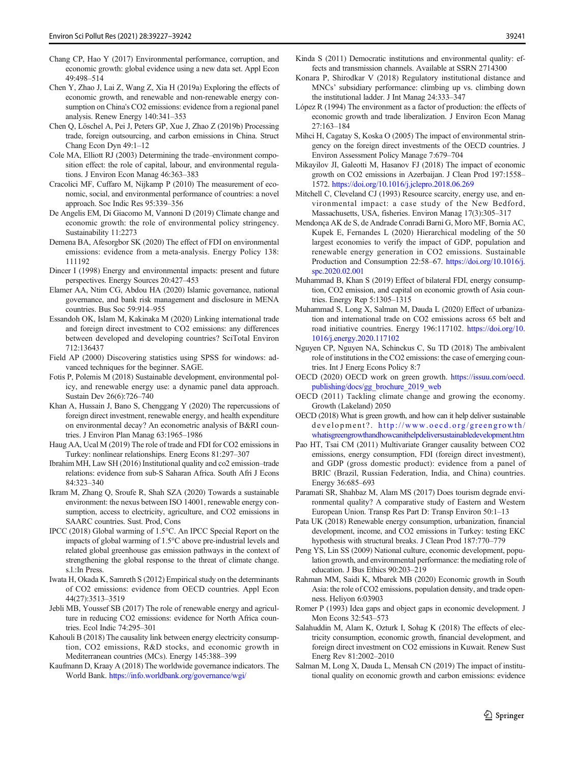Chang CP, Hao Y (2017) Environmental performance, corruption, and economic growth: global evidence using a new data set. Appl Econ 49:498–514

Chen Y, Zhao J, Lai Z, Wang Z, Xia H (2019a) Exploring the effects of economic growth, and renewable and non-renewable energy consumption on China's CO2 emissions: evidence from a regional panel analysis. Renew Energy 140:341–353

Chen Q, Löschel A, Pei J, Peters GP, Xue J, Zhao Z (2019b) Processing trade, foreign outsourcing, and carbon emissions in China. Struct Chang Econ Dyn 49:1–12

Cole MA, Elliott RJ (2003) Determining the trade–environment composition effect: the role of capital, labour, and environmental regulations. J Environ Econ Manag 46:363–383

Cracolici MF, Cuffaro M, Nijkamp P (2010) The measurement of economic, social, and environmental performance of countries: a novel approach. Soc Indic Res 95:339–356

De Angelis EM, Di Giacomo M, Vannoni D (2019) Climate change and economic growth: the role of environmental policy stringency. Sustainability 11:2273

Demena BA, Afesorgbor SK (2020) The effect of FDI on environmental emissions: evidence from a meta-analysis. Energy Policy 138: 111192

Dincer I (1998) Energy and environmental impacts: present and future perspectives. Energy Sources 20:427–453

Elamer AA, Ntim CG, Abdou HA (2020) Islamic governance, national governance, and bank risk management and disclosure in MENA countries. Bus Soc 59:914–955

Essandoh OK, Islam M, Kakinaka M (2020) Linking international trade and foreign direct investment to CO2 emissions: any differences between developed and developing countries? SciTotal Environ 712:136437

Field AP (2000) Discovering statistics using SPSS for windows: advanced techniques for the beginner. SAGE.

Fotis P, Polemis M (2018) Sustainable development, environmental policy, and renewable energy use: a dynamic panel data approach. Sustain Dev 26(6):726–740

Khan A, Hussain J, Bano S, Chenggang Y (2020) The repercussions of foreign direct investment, renewable energy, and health expenditure on environmental decay? An econometric analysis of B&RI countries. J Environ Plan Manag 63:1965–1986

Haug AA, Ucal M (2019) The role of trade and FDI for CO2 emissions in Turkey: nonlinear relationships. Energ Econ 81:297–307

Ibrahim MH, Law SH (2016) Institutional quality and co2 emission–trade relations: evidence from sub-S Saharan Africa. South Afri J Econs 84:323–340

Ikram M, Zhang Q, Sroufe R, Shah SZA (2020) Towards a sustainable environment: the nexus between ISO 14001, renewable energy consumption, access to electricity, agriculture, and CO2 emissions in SAARC countries. Sust. Prod, Cons

IPCC (2018) Global warming of 1.5°C. An IPCC Special Report on the impacts of global warming of 1.5°C above pre-industrial levels and related global greenhouse gas emission pathways in the context of strengthening the global response to the threat of climate change. s.l.:In Press.

Iwata H, Okada K, Samreth S (2012) Empirical study on the determinants of CO2 emissions: evidence from OECD countries. Appl Econ 44(27):3513–3519

Jebli MB, Youssef SB (2017) The role of renewable energy and agriculture in reducing CO2 emissions: evidence for North Africa countries. Ecol Indic 74:295–301

Kahouli B (2018) The causality link between energy electricity consumption, CO2 emissions, R&D stocks, and economic growth in Mediterranean countries (MCs). Energy 145:388–399

Kaufmann D, Kraay A (2018) The worldwide governance indicators. The World Bank. https://info.worldbank.org/governance/wgi/

Kinda S (2011) Democratic institutions and environmental quality: effects and transmission channels. Available at SSRN 2714300

Konara P, Shirodkar V (2018) Regulatory institutional distance and MNCs' subsidiary performance: climbing up vs. climbing down the institutional ladder. J Int Manag 24:333–347

López R (1994) The environment as a factor of production: the effects of economic growth and trade liberalization. J Environ Econ Manag 27:163–184

Mihci H, Cagatay S, Koska O (2005) The impact of environmental stringency on the foreign direct investments of the OECD countries. J Environ Assessment Policy Manage 7:679–704

Mikayilov JI, Galeotti M, Hasanov FJ (2018) The impact of economic growth on CO2 emissions in Azerbaijan. J Clean Prod 197:1558–1572. https://doi.org/10.1016/j.jclepro.2018.06.269

Mitchell C, Cleveland CJ (1993) Resource scarcity, energy use, and environmental impact: a case study of the New Bedford, Massachusetts, USA, fisheries. Environ Manag 17(3):305–317

Mendonça AK de S, de Andrade Conradi Barni G, Moro MF, Bornia AC, Kupek E, Fernandes L (2020) Hierarchical modeling of the 50 largest economies to verify the impact of GDP, population and renewable energy generation in CO2 emissions. Sustainable Production and Consumption 22:58–67. https://doi.org/10.1016/j.spc.2020.02.001

Muhammad B, Khan S (2019) Effect of bilateral FDI, energy consumption, CO2 emission, and capital on economic growth of Asia countries. Energy Rep 5:1305–1315

Muhammad S, Long X, Salman M, Dauda L (2020) Effect of urbanization and international trade on CO2 emissions across 65 belt and road initiative countries. Energy 196:117102. https://doi.org/10.1016/j.energy.2020.117102

Nguyen CP, Nguyen NA, Schinckus C, Su TD (2018) The ambivalent role of institutions in the CO2 emissions: the case of emerging countries. Int J Energ Econs Policy 8:7

OECD (2020) OECD work on green growth. https://issuu.com/oecd.publishing/docs/gg_brochure_2019_web

OECD (2011) Tackling climate change and growing the economy. Growth (Lakeland) 2050

OECD (2018) What is green growth, and how can it help deliver sustainable development?. http://www.oecd.org/greengrowth/whatisgreengrowthandhowcanithelpdeliversustainabledevelopment.htm

Pao HT, Tsai CM (2011) Multivariate Granger causality between CO2 emissions, energy consumption, FDI (foreign direct investment), and GDP (gross domestic product): evidence from a panel of BRIC (Brazil, Russian Federation, India, and China) countries. Energy 36:685–693

Paramati SR, Shahbaz M, Alam MS (2017) Does tourism degrade environmental quality? A comparative study of Eastern and Western European Union. Transp Res Part D: Transp Environ 50:1–13

Pata UK (2018) Renewable energy consumption, urbanization, financial development, income, and CO2 emissions in Turkey: testing EKC hypothesis with structural breaks. J Clean Prod 187:770–779

Peng YS, Lin SS (2009) National culture, economic development, population growth, and environmental performance: the mediating role of education. J Bus Ethics 90:203–219

Rahman MM, Saidi K, Mbarek MB (2020) Economic growth in South Asia: the role of CO2 emissions, population density, and trade openness. Heliyon 6:03903

Romer P (1993) Idea gaps and object gaps in economic development. J Mon Econs 32:543–573

Salahuddin M, Alam K, Ozturk I, Sohag K (2018) The effects of electricity consumption, economic growth, financial development, and foreign direct investment on CO2 emissions in Kuwait. Renew Sust Energ Rev 81:2002–2010

Salman M, Long X, Dauda L, Mensah CN (2019) The impact of institutional quality on economic growth and carbon emissions: evidence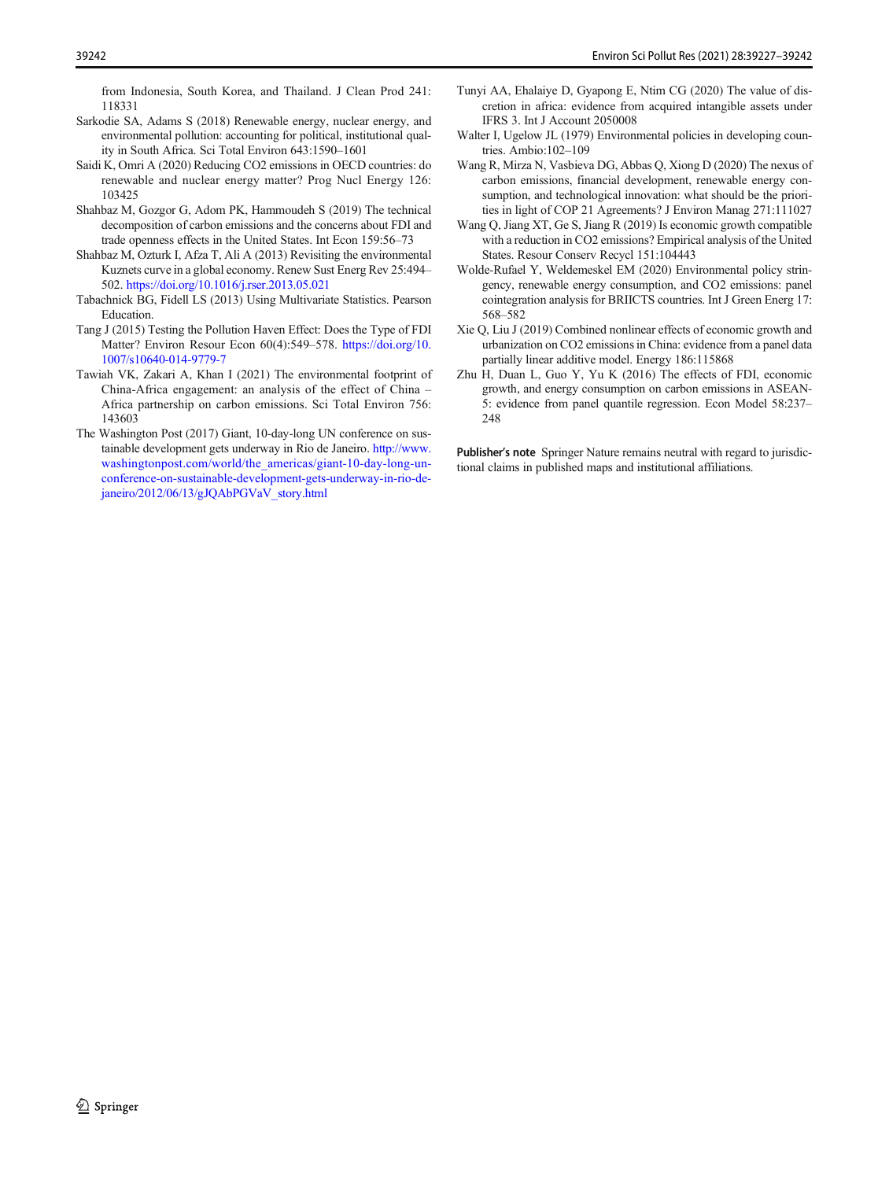from Indonesia, South Korea, and Thailand. J Clean Prod 241: 118331

Sarkodie SA, Adams S (2018) Renewable energy, nuclear energy, and environmental pollution: accounting for political, institutional quality in South Africa. Sci Total Environ 643:1590–1601

Saidi K, Omri A (2020) Reducing CO2 emissions in OECD countries: do renewable and nuclear energy matter? Prog Nucl Energy 126: 103425

Shahbaz M, Gozgor G, Adom PK, Hammoudeh S (2019) The technical decomposition of carbon emissions and the concerns about FDI and trade openness effects in the United States. Int Econ 159:56–73

Shahbaz M, Ozturk I, Afza T, Ali A (2013) Revisiting the environmental Kuznets curve in a global economy. Renew Sust Energ Rev 25:494–502. https://doi.org/10.1016/j.rser.2013.05.021

Tabachnick BG, Fidell LS (2013) Using Multivariate Statistics. Pearson Education.

Tang J (2015) Testing the Pollution Haven Effect: Does the Type of FDI Matter? Environ Resour Econ 60(4):549–578. https://doi.org/10.1007/s10640-014-9779-7

Tawiah VK, Zakari A, Khan I (2021) The environmental footprint of China-Africa engagement: an analysis of the effect of China – Africa partnership on carbon emissions. Sci Total Environ 756: 143603

The Washington Post (2017) Giant, 10-day-long UN conference on sustainable development gets underway in Rio de Janeiro. http://www.washingtonpost.com/world/the_americas/giant-10-day-long-un-conference-on-sustainable-development-gets-underway-in-rio-de-janeiro/2012/06/13/gJQAbPGVaV_story.html

Tunyi AA, Ehalaiye D, Gyapong E, Ntim CG (2020) The value of discretion in africa: evidence from acquired intangible assets under IFRS 3. Int J Account 2050008

Walter I, Ugelow JL (1979) Environmental policies in developing countries. Ambio:102–109

Wang R, Mirza N, Vasbieva DG, Abbas Q, Xiong D (2020) The nexus of carbon emissions, financial development, renewable energy consumption, and technological innovation: what should be the priorities in light of COP 21 Agreements? J Environ Manag 271:111027

Wang Q, Jiang XT, Ge S, Jiang R (2019) Is economic growth compatible with a reduction in CO2 emissions? Empirical analysis of the United States. Resour Conserv Recycl 151:104443

Wolde-Rufael Y, Weldemeskel EM (2020) Environmental policy stringency, renewable energy consumption, and CO2 emissions: panel cointegration analysis for BRIICTS countries. Int J Green Energ 17: 568–582

Xie Q, Liu J (2019) Combined nonlinear effects of economic growth and urbanization on CO2 emissions in China: evidence from a panel data partially linear additive model. Energy 186:115868

Zhu H, Duan L, Guo Y, Yu K (2016) The effects of FDI, economic growth, and energy consumption on carbon emissions in ASEAN-5: evidence from panel quantile regression. Econ Model 58:237–248

**Publisher's note** Springer Nature remains neutral with regard to jurisdictional claims in published maps and institutional affiliations.